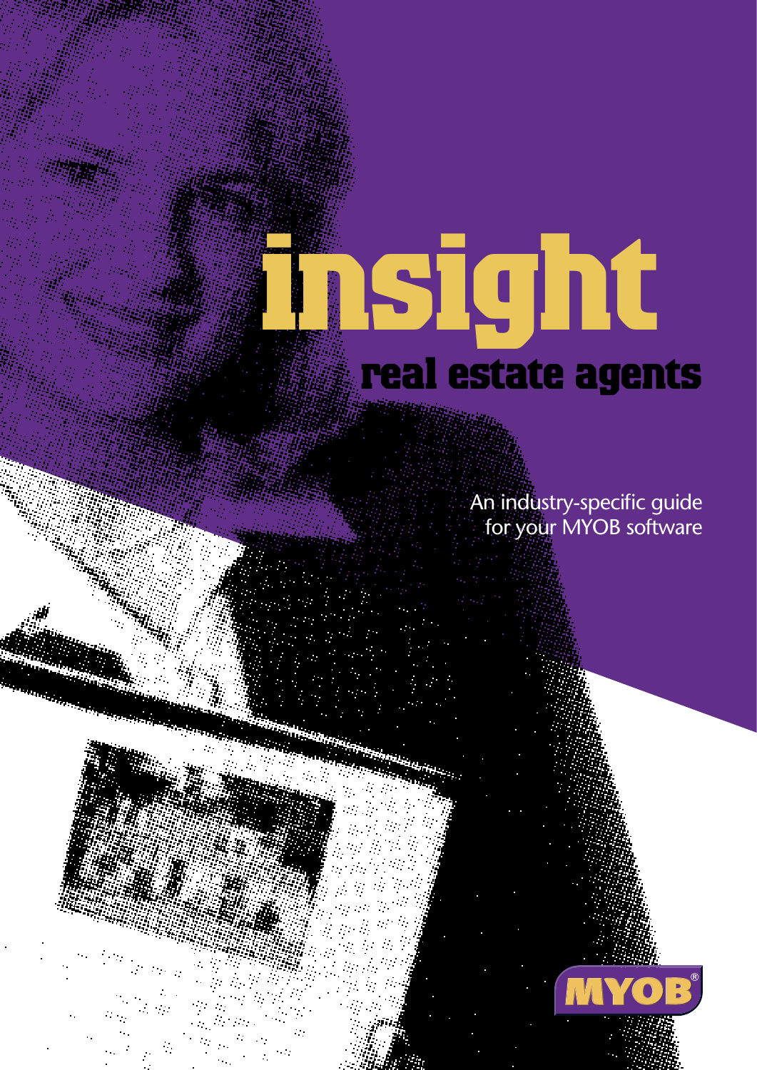# insight

## real estate agents

An industry-specific guide
for your MYOB software

MYOB®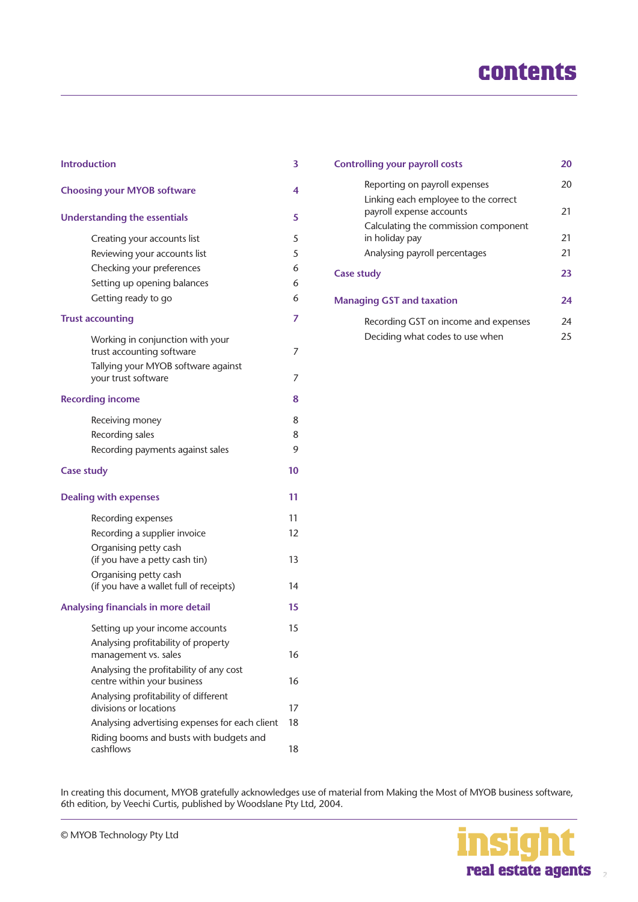# contents

| | |
|---|---|
| **Introduction** | **3** |
| **Choosing your MYOB software** | **4** |
| **Understanding the essentials** | **5** |
| Creating your accounts list | 5 |
| Reviewing your accounts list | 5 |
| Checking your preferences | 6 |
| Setting up opening balances | 6 |
| Getting ready to go | 6 |
| **Trust accounting** | **7** |
| Working in conjunction with your trust accounting software | 7 |
| Tallying your MYOB software against your trust software | 7 |
| **Recording income** | **8** |
| Receiving money | 8 |
| Recording sales | 8 |
| Recording payments against sales | 9 |
| **Case study** | **10** |
| **Dealing with expenses** | **11** |
| Recording expenses | 11 |
| Recording a supplier invoice | 12 |
| Organising petty cash (if you have a petty cash tin) | 13 |
| Organising petty cash (if you have a wallet full of receipts) | 14 |
| **Analysing financials in more detail** | **15** |
| Setting up your income accounts | 15 |
| Analysing profitability of property management vs. sales | 16 |
| Analysing the profitability of any cost centre within your business | 16 |
| Analysing profitability of different divisions or locations | 17 |
| Analysing advertising expenses for each client | 18 |
| Riding booms and busts with budgets and cashflows | 18 |
| **Controlling your payroll costs** | **20** |
| Reporting on payroll expenses | 20 |
| Linking each employee to the correct payroll expense accounts | 21 |
| Calculating the commission component in holiday pay | 21 |
| Analysing payroll percentages | 21 |
| **Case study** | **23** |
| **Managing GST and taxation** | **24** |
| Recording GST on income and expenses | 24 |
| Deciding what codes to use when | 25 |

In creating this document, MYOB gratefully acknowledges use of material from Making the Most of MYOB business software, 6th edition, by Veechi Curtis, published by Woodslane Pty Ltd, 2004.

© MYOB Technology Pty Ltd

insight real estate agents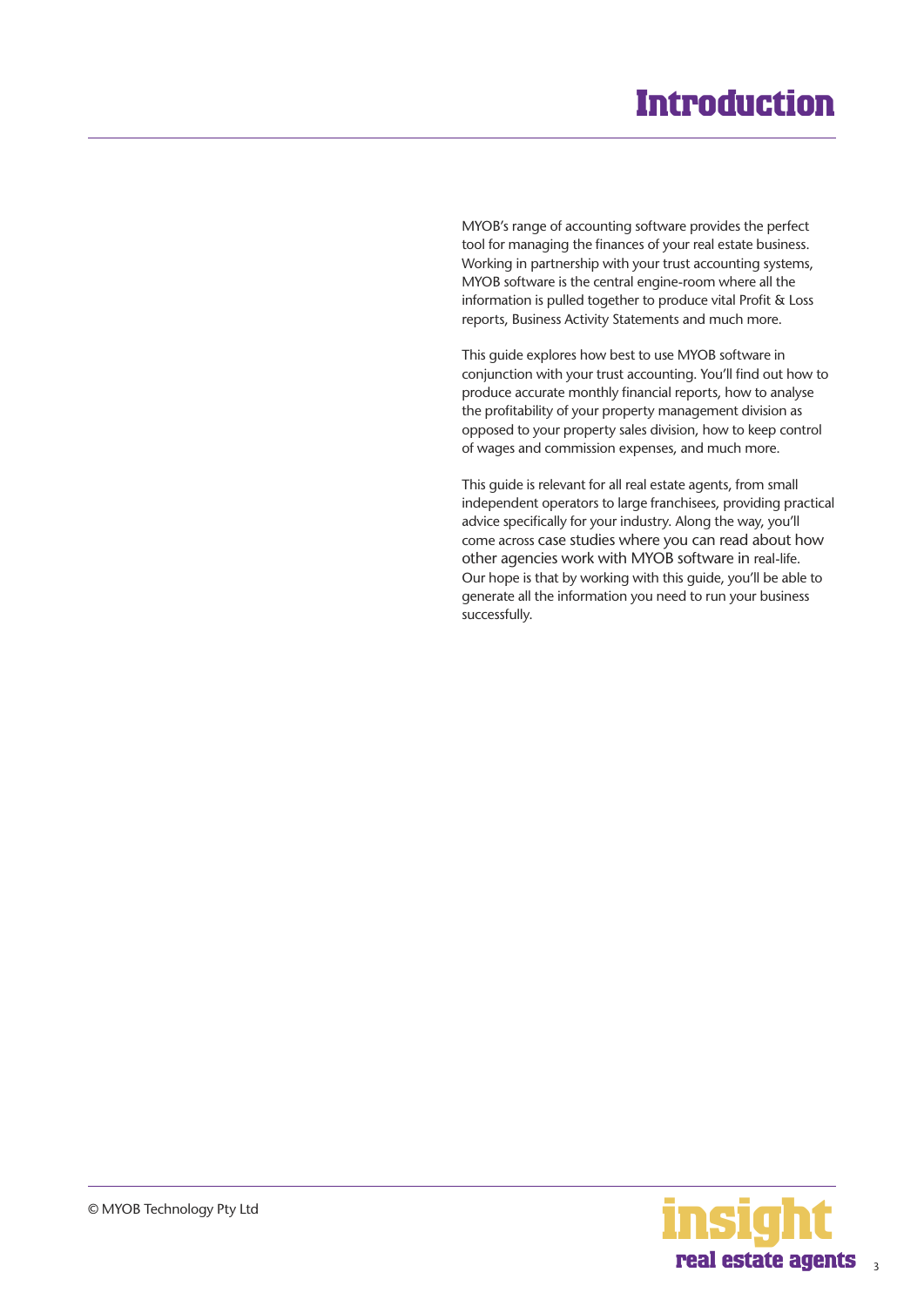# Introduction

MYOB's range of accounting software provides the perfect tool for managing the finances of your real estate business. Working in partnership with your trust accounting systems, MYOB software is the central engine-room where all the information is pulled together to produce vital Profit & Loss reports, Business Activity Statements and much more.

This guide explores how best to use MYOB software in conjunction with your trust accounting. You'll find out how to produce accurate monthly financial reports, how to analyse the profitability of your property management division as opposed to your property sales division, how to keep control of wages and commission expenses, and much more.

This guide is relevant for all real estate agents, from small independent operators to large franchisees, providing practical advice specifically for your industry. Along the way, you'll come across case studies where you can read about how other agencies work with MYOB software in real-life. Our hope is that by working with this guide, you'll be able to generate all the information you need to run your business successfully.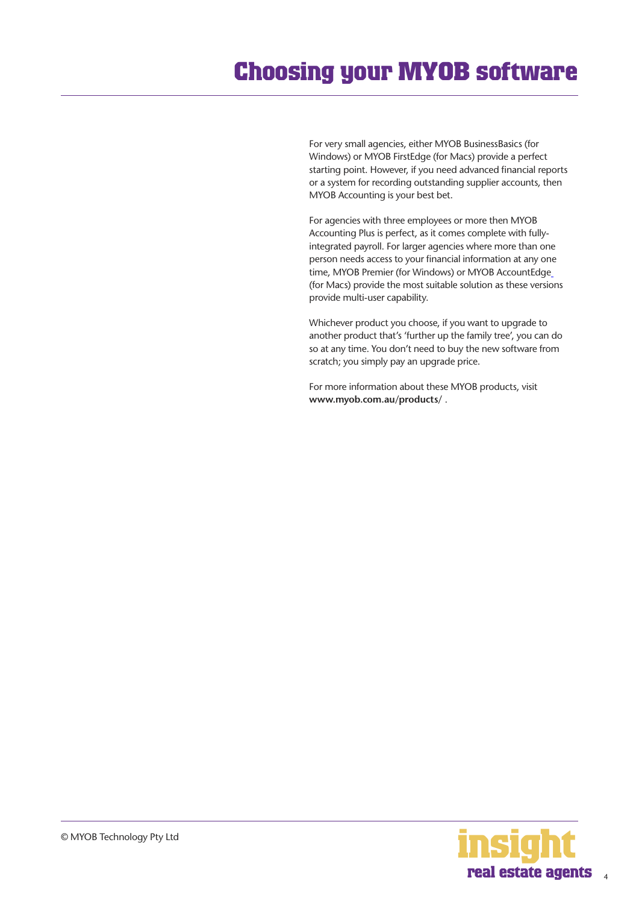# Choosing your MYOB software

For very small agencies, either MYOB BusinessBasics (for Windows) or MYOB FirstEdge (for Macs) provide a perfect starting point. However, if you need advanced financial reports or a system for recording outstanding supplier accounts, then MYOB Accounting is your best bet.

For agencies with three employees or more then MYOB Accounting Plus is perfect, as it comes complete with fully-integrated payroll. For larger agencies where more than one person needs access to your financial information at any one time, MYOB Premier (for Windows) or MYOB AccountEdge (for Macs) provide the most suitable solution as these versions provide multi-user capability.

Whichever product you choose, if you want to upgrade to another product that's 'further up the family tree', you can do so at any time. You don't need to buy the new software from scratch; you simply pay an upgrade price.

For more information about these MYOB products, visit **www.myob.com.au/products/** .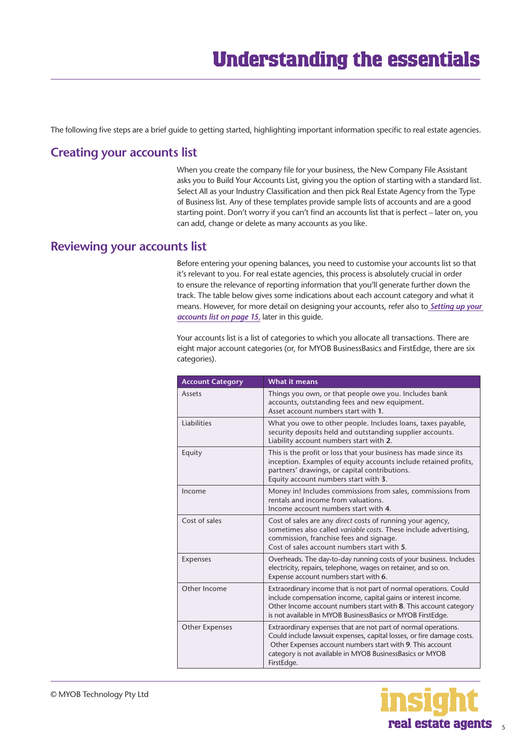# Understanding the essentials

The following five steps are a brief guide to getting started, highlighting important information specific to real estate agencies.

## Creating your accounts list

When you create the company file for your business, the New Company File Assistant asks you to Build Your Accounts List, giving you the option of starting with a standard list. Select All as your Industry Classification and then pick Real Estate Agency from the Type of Business list. Any of these templates provide sample lists of accounts and are a good starting point. Don't worry if you can't find an accounts list that is perfect – later on, you can add, change or delete as many accounts as you like.

## Reviewing your accounts list

Before entering your opening balances, you need to customise your accounts list so that it's relevant to you. For real estate agencies, this process is absolutely crucial in order to ensure the relevance of reporting information that you'll generate further down the track. The table below gives some indications about each account category and what it means. However, for more detail on designing your accounts, refer also to ***Setting up your accounts list on page 15***, later in this guide.

Your accounts list is a list of categories to which you allocate all transactions. There are eight major account categories (or, for MYOB BusinessBasics and FirstEdge, there are six categories).

| Account Category | What it means |
|---|---|
| Assets | Things you own, or that people owe you. Includes bank accounts, outstanding fees and new equipment. Asset account numbers start with **1**. |
| Liabilities | What you owe to other people. Includes loans, taxes payable, security deposits held and outstanding supplier accounts. Liability account numbers start with **2**. |
| Equity | This is the profit or loss that your business has made since its inception. Examples of equity accounts include retained profits, partners' drawings, or capital contributions. Equity account numbers start with **3**. |
| Income | Money in! Includes commissions from sales, commissions from rentals and income from valuations. Income account numbers start with **4**. |
| Cost of sales | Cost of sales are any *direct* costs of running your agency, sometimes also called *variable costs*. These include advertising, commission, franchise fees and signage. Cost of sales account numbers start with **5**. |
| Expenses | Overheads. The day-to-day running costs of your business. Includes electricity, repairs, telephone, wages on retainer, and so on. Expense account numbers start with **6**. |
| Other Income | Extraordinary income that is not part of normal operations. Could include compensation income, capital gains or interest income. Other Income account numbers start with **8**. This account category is not available in MYOB BusinessBasics or MYOB FirstEdge. |
| Other Expenses | Extraordinary expenses that are not part of normal operations. Could include lawsuit expenses, capital losses, or fire damage costs. Other Expenses account numbers start with **9**. This account category is not available in MYOB BusinessBasics or MYOB FirstEdge. |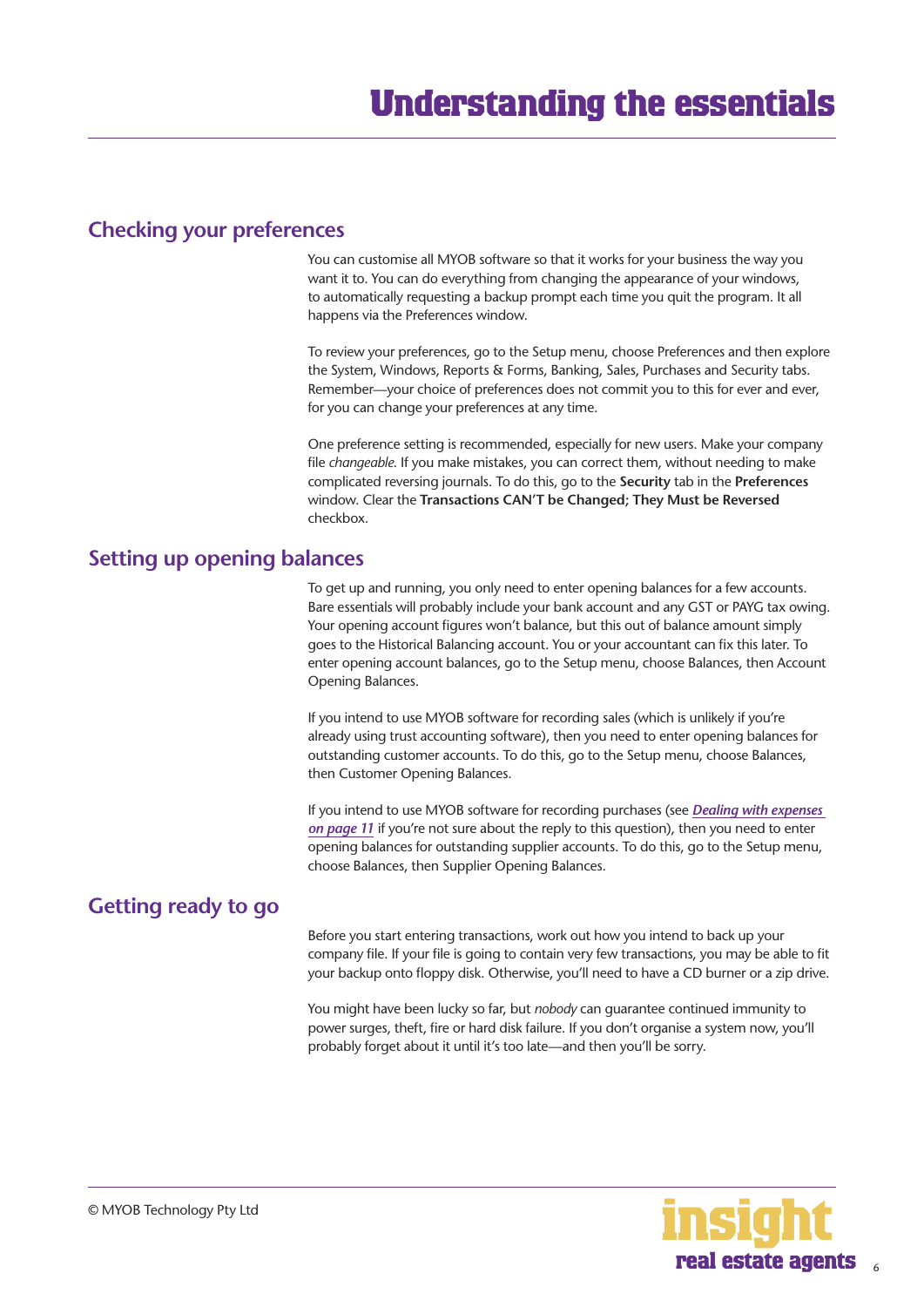# Understanding the essentials

## Checking your preferences

You can customise all MYOB software so that it works for your business the way you want it to. You can do everything from changing the appearance of your windows, to automatically requesting a backup prompt each time you quit the program. It all happens via the Preferences window.

To review your preferences, go to the Setup menu, choose Preferences and then explore the System, Windows, Reports & Forms, Banking, Sales, Purchases and Security tabs. Remember—your choice of preferences does not commit you to this for ever and ever, for you can change your preferences at any time.

One preference setting is recommended, especially for new users. Make your company file *changeable*. If you make mistakes, you can correct them, without needing to make complicated reversing journals. To do this, go to the **Security** tab in the **Preferences** window. Clear the **Transactions CAN'T be Changed; They Must be Reversed** checkbox.

## Setting up opening balances

To get up and running, you only need to enter opening balances for a few accounts. Bare essentials will probably include your bank account and any GST or PAYG tax owing. Your opening account figures won't balance, but this out of balance amount simply goes to the Historical Balancing account. You or your accountant can fix this later. To enter opening account balances, go to the Setup menu, choose Balances, then Account Opening Balances.

If you intend to use MYOB software for recording sales (which is unlikely if you're already using trust accounting software), then you need to enter opening balances for outstanding customer accounts. To do this, go to the Setup menu, choose Balances, then Customer Opening Balances.

If you intend to use MYOB software for recording purchases (see ***Dealing with expenses on page 11*** if you're not sure about the reply to this question), then you need to enter opening balances for outstanding supplier accounts. To do this, go to the Setup menu, choose Balances, then Supplier Opening Balances.

## Getting ready to go

Before you start entering transactions, work out how you intend to back up your company file. If your file is going to contain very few transactions, you may be able to fit your backup onto floppy disk. Otherwise, you'll need to have a CD burner or a zip drive.

You might have been lucky so far, but *nobody* can guarantee continued immunity to power surges, theft, fire or hard disk failure. If you don't organise a system now, you'll probably forget about it until it's too late—and then you'll be sorry.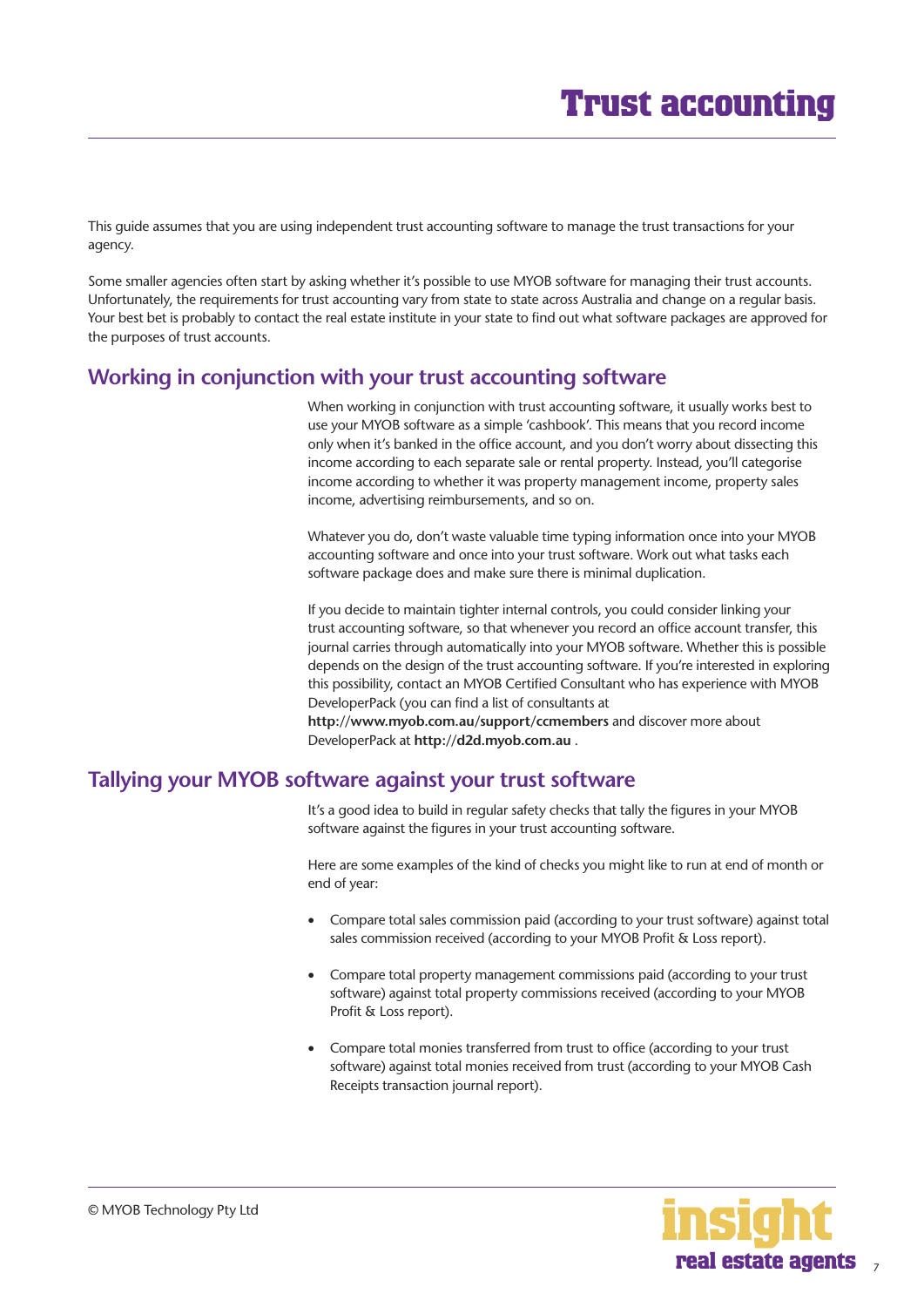# Trust accounting

This guide assumes that you are using independent trust accounting software to manage the trust transactions for your agency.

Some smaller agencies often start by asking whether it's possible to use MYOB software for managing their trust accounts. Unfortunately, the requirements for trust accounting vary from state to state across Australia and change on a regular basis. Your best bet is probably to contact the real estate institute in your state to find out what software packages are approved for the purposes of trust accounts.

## Working in conjunction with your trust accounting software

When working in conjunction with trust accounting software, it usually works best to use your MYOB software as a simple 'cashbook'. This means that you record income only when it's banked in the office account, and you don't worry about dissecting this income according to each separate sale or rental property. Instead, you'll categorise income according to whether it was property management income, property sales income, advertising reimbursements, and so on.

Whatever you do, don't waste valuable time typing information once into your MYOB accounting software and once into your trust software. Work out what tasks each software package does and make sure there is minimal duplication.

If you decide to maintain tighter internal controls, you could consider linking your trust accounting software, so that whenever you record an office account transfer, this journal carries through automatically into your MYOB software. Whether this is possible depends on the design of the trust accounting software. If you're interested in exploring this possibility, contact an MYOB Certified Consultant who has experience with MYOB DeveloperPack (you can find a list of consultants at **http://www.myob.com.au/support/ccmembers** and discover more about DeveloperPack at **http://d2d.myob.com.au** .

## Tallying your MYOB software against your trust software

It's a good idea to build in regular safety checks that tally the figures in your MYOB software against the figures in your trust accounting software.

Here are some examples of the kind of checks you might like to run at end of month or end of year:

- Compare total sales commission paid (according to your trust software) against total sales commission received (according to your MYOB Profit & Loss report).
- Compare total property management commissions paid (according to your trust software) against total property commissions received (according to your MYOB Profit & Loss report).
- Compare total monies transferred from trust to office (according to your trust software) against total monies received from trust (according to your MYOB Cash Receipts transaction journal report).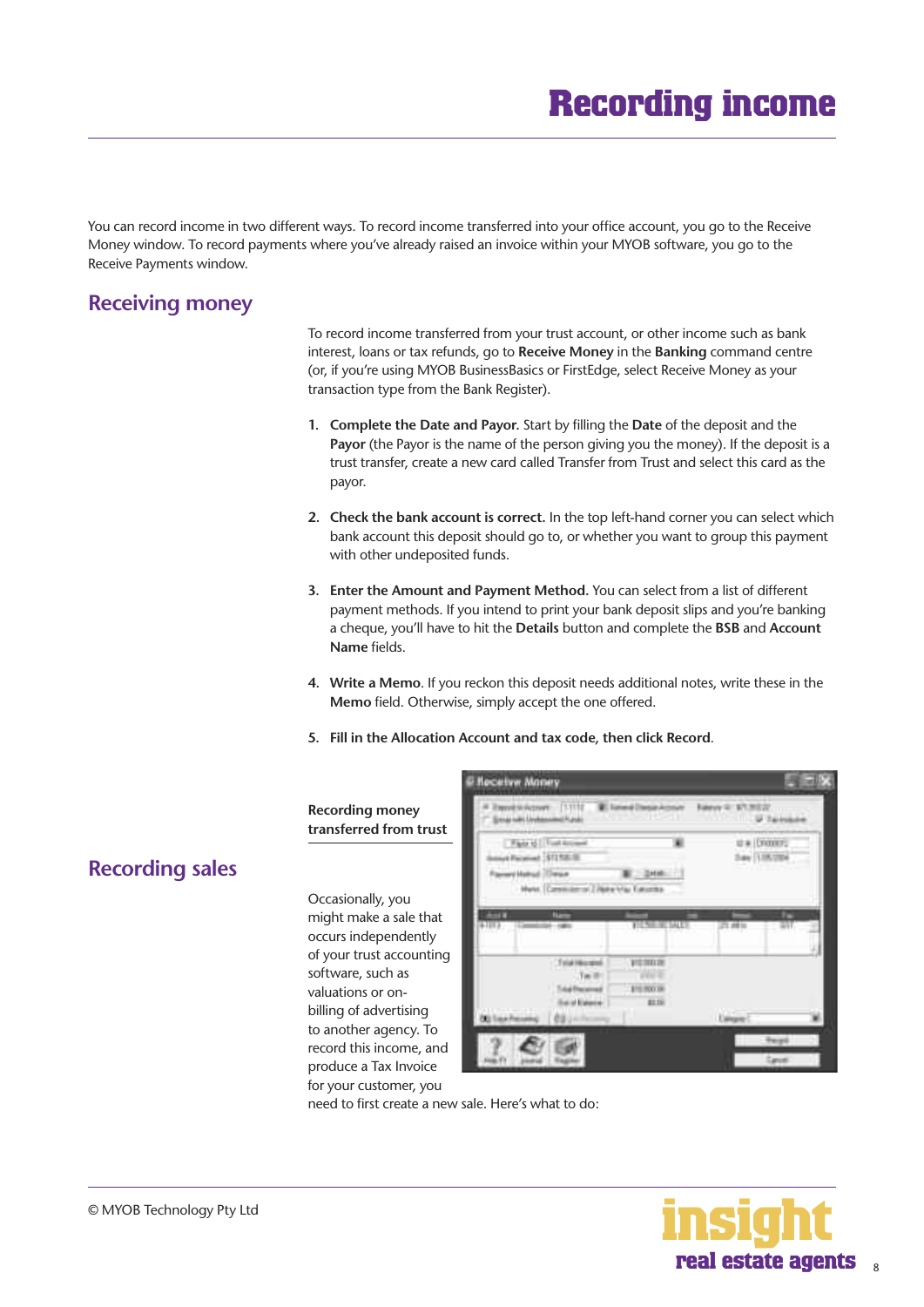# Recording income

You can record income in two different ways. To record income transferred into your office account, you go to the Receive Money window. To record payments where you've already raised an invoice within your MYOB software, you go to the Receive Payments window.

## Receiving money

To record income transferred from your trust account, or other income such as bank interest, loans or tax refunds, go to **Receive Money** in the **Banking** command centre (or, if you're using MYOB BusinessBasics or FirstEdge, select Receive Money as your transaction type from the Bank Register).

1. **Complete the Date and Payor.** Start by filling the **Date** of the deposit and the **Payor** (the Payor is the name of the person giving you the money). If the deposit is a trust transfer, create a new card called Transfer from Trust and select this card as the payor.

2. **Check the bank account is correct.** In the top left-hand corner you can select which bank account this deposit should go to, or whether you want to group this payment with other undeposited funds.

3. **Enter the Amount and Payment Method.** You can select from a list of different payment methods. If you intend to print your bank deposit slips and you're banking a cheque, you'll have to hit the **Details** button and complete the **BSB** and **Account Name** fields.

4. **Write a Memo**. If you reckon this deposit needs additional notes, write these in the **Memo** field. Otherwise, simply accept the one offered.

5. **Fill in the Allocation Account and tax code, then click Record**.

**Recording money transferred from trust**

## Recording sales

Occasionally, you might make a sale that occurs independently of your trust accounting software, such as valuations or on-billing of advertising to another agency. To record this income, and produce a Tax Invoice for your customer, you need to first create a new sale. Here's what to do:

© MYOB Technology Pty Ltd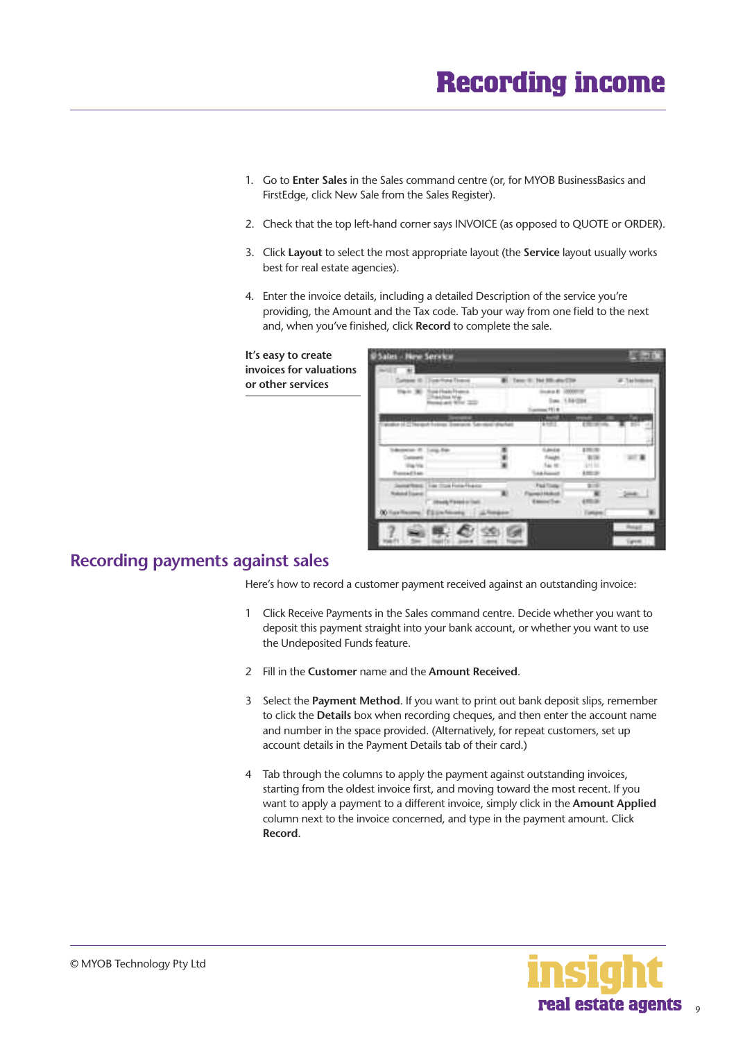# Recording income

1. Go to **Enter Sales** in the Sales command centre (or, for MYOB BusinessBasics and FirstEdge, click New Sale from the Sales Register).
2. Check that the top left-hand corner says INVOICE (as opposed to QUOTE or ORDER).
3. Click **Layout** to select the most appropriate layout (the **Service** layout usually works best for real estate agencies).
4. Enter the invoice details, including a detailed Description of the service you're providing, the Amount and the Tax code. Tab your way from one field to the next and, when you've finished, click **Record** to complete the sale.

**It's easy to create invoices for valuations or other services**

## Recording payments against sales

Here's how to record a customer payment received against an outstanding invoice:

1 Click Receive Payments in the Sales command centre. Decide whether you want to deposit this payment straight into your bank account, or whether you want to use the Undeposited Funds feature.

2 Fill in the **Customer** name and the **Amount Received**.

3 Select the **Payment Method**. If you want to print out bank deposit slips, remember to click the **Details** box when recording cheques, and then enter the account name and number in the space provided. (Alternatively, for repeat customers, set up account details in the Payment Details tab of their card.)

4 Tab through the columns to apply the payment against outstanding invoices, starting from the oldest invoice first, and moving toward the most recent. If you want to apply a payment to a different invoice, simply click in the **Amount Applied** column next to the invoice concerned, and type in the payment amount. Click **Record**.

© MYOB Technology Pty Ltd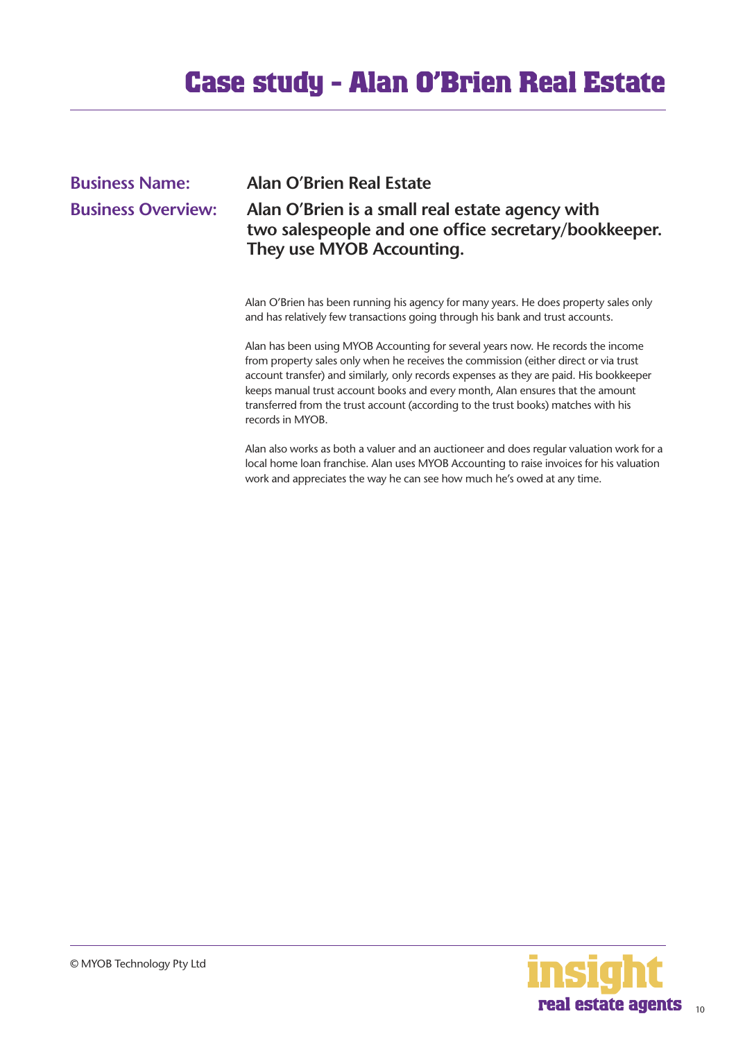# Case study - Alan O'Brien Real Estate

**Business Name:** Alan O'Brien Real Estate

**Business Overview:** Alan O'Brien is a small real estate agency with two salespeople and one office secretary/bookkeeper. They use MYOB Accounting.

Alan O'Brien has been running his agency for many years. He does property sales only and has relatively few transactions going through his bank and trust accounts.

Alan has been using MYOB Accounting for several years now. He records the income from property sales only when he receives the commission (either direct or via trust account transfer) and similarly, only records expenses as they are paid. His bookkeeper keeps manual trust account books and every month, Alan ensures that the amount transferred from the trust account (according to the trust books) matches with his records in MYOB.

Alan also works as both a valuer and an auctioneer and does regular valuation work for a local home loan franchise. Alan uses MYOB Accounting to raise invoices for his valuation work and appreciates the way he can see how much he's owed at any time.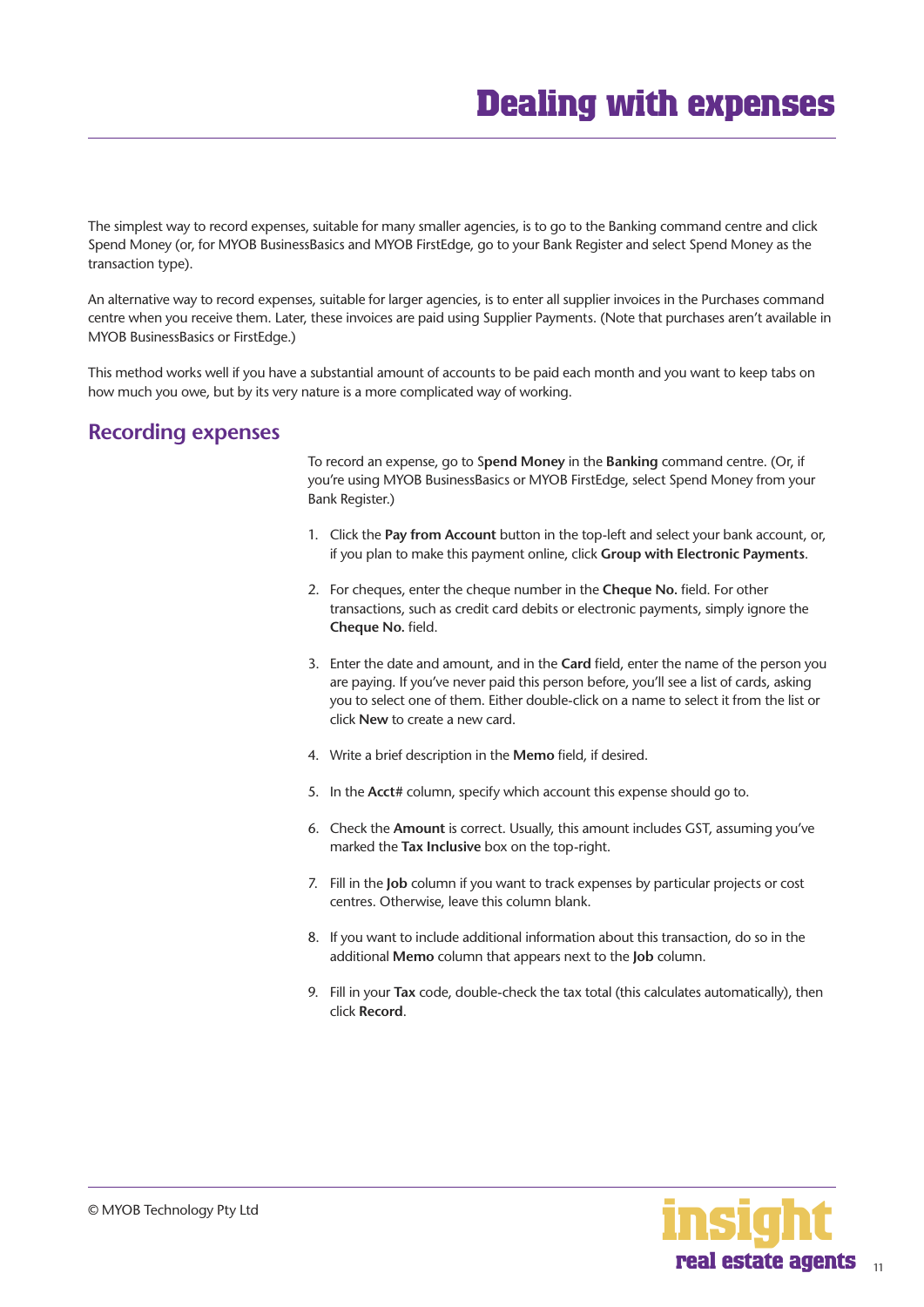# Dealing with expenses

The simplest way to record expenses, suitable for many smaller agencies, is to go to the Banking command centre and click Spend Money (or, for MYOB BusinessBasics and MYOB FirstEdge, go to your Bank Register and select Spend Money as the transaction type).

An alternative way to record expenses, suitable for larger agencies, is to enter all supplier invoices in the Purchases command centre when you receive them. Later, these invoices are paid using Supplier Payments. (Note that purchases aren't available in MYOB BusinessBasics or FirstEdge.)

This method works well if you have a substantial amount of accounts to be paid each month and you want to keep tabs on how much you owe, but by its very nature is a more complicated way of working.

## Recording expenses

To record an expense, go to **Spend Money** in the **Banking** command centre. (Or, if you're using MYOB BusinessBasics or MYOB FirstEdge, select Spend Money from your Bank Register.)

1. Click the **Pay from Account** button in the top-left and select your bank account, or, if you plan to make this payment online, click **Group with Electronic Payments**.
2. For cheques, enter the cheque number in the **Cheque No.** field. For other transactions, such as credit card debits or electronic payments, simply ignore the **Cheque No.** field.
3. Enter the date and amount, and in the **Card** field, enter the name of the person you are paying. If you've never paid this person before, you'll see a list of cards, asking you to select one of them. Either double-click on a name to select it from the list or click **New** to create a new card.
4. Write a brief description in the **Memo** field, if desired.
5. In the **Acct#** column, specify which account this expense should go to.
6. Check the **Amount** is correct. Usually, this amount includes GST, assuming you've marked the **Tax Inclusive** box on the top-right.
7. Fill in the **Job** column if you want to track expenses by particular projects or cost centres. Otherwise, leave this column blank.
8. If you want to include additional information about this transaction, do so in the additional **Memo** column that appears next to the **Job** column.
9. Fill in your **Tax** code, double-check the tax total (this calculates automatically), then click **Record**.

© MYOB Technology Pty Ltd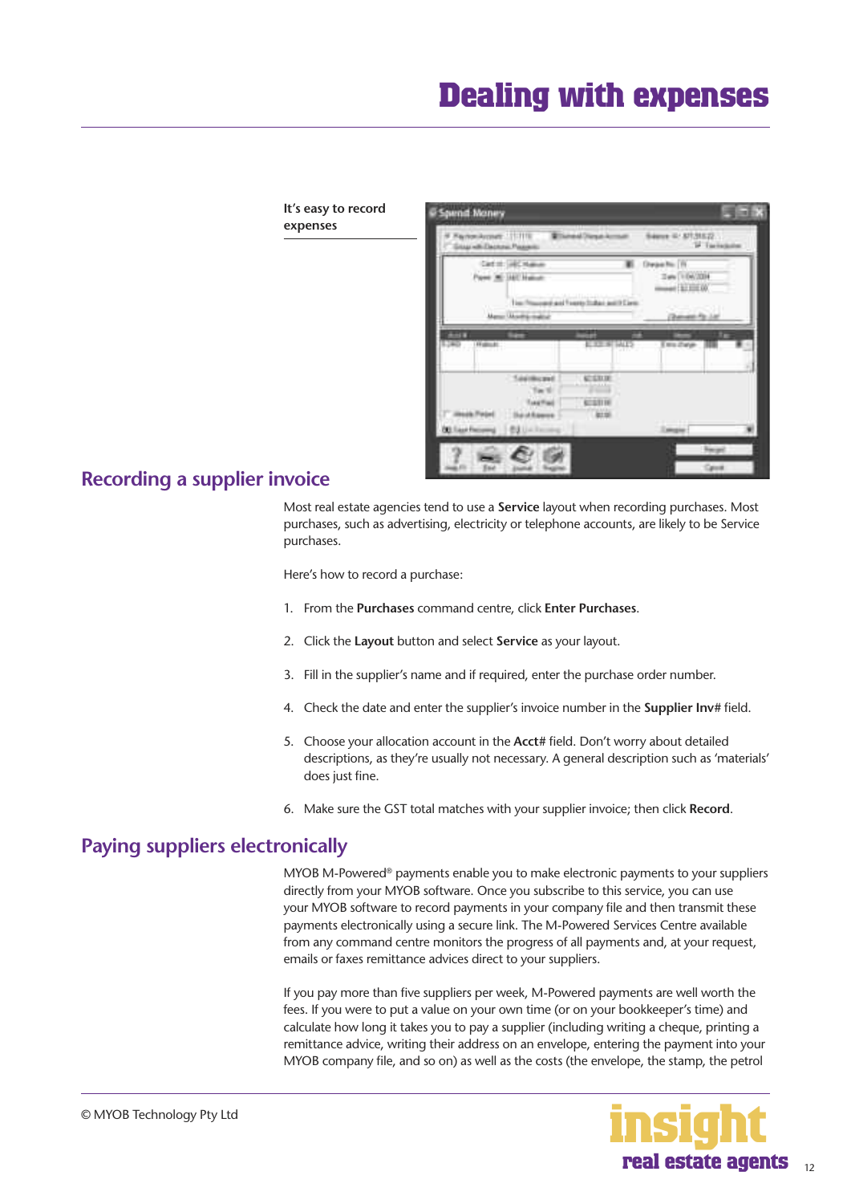# Dealing with expenses

**It's easy to record expenses**

## Recording a supplier invoice

Most real estate agencies tend to use a **Service** layout when recording purchases. Most purchases, such as advertising, electricity or telephone accounts, are likely to be Service purchases.

Here's how to record a purchase:

1. From the **Purchases** command centre, click **Enter Purchases**.
2. Click the **Layout** button and select **Service** as your layout.
3. Fill in the supplier's name and if required, enter the purchase order number.
4. Check the date and enter the supplier's invoice number in the **Supplier Inv#** field.
5. Choose your allocation account in the **Acct#** field. Don't worry about detailed descriptions, as they're usually not necessary. A general description such as 'materials' does just fine.
6. Make sure the GST total matches with your supplier invoice; then click **Record**.

## Paying suppliers electronically

MYOB M-Powered® payments enable you to make electronic payments to your suppliers directly from your MYOB software. Once you subscribe to this service, you can use your MYOB software to record payments in your company file and then transmit these payments electronically using a secure link. The M-Powered Services Centre available from any command centre monitors the progress of all payments and, at your request, emails or faxes remittance advices direct to your suppliers.

If you pay more than five suppliers per week, M-Powered payments are well worth the fees. If you were to put a value on your own time (or on your bookkeeper's time) and calculate how long it takes you to pay a supplier (including writing a cheque, printing a remittance advice, writing their address on an envelope, entering the payment into your MYOB company file, and so on) as well as the costs (the envelope, the stamp, the petrol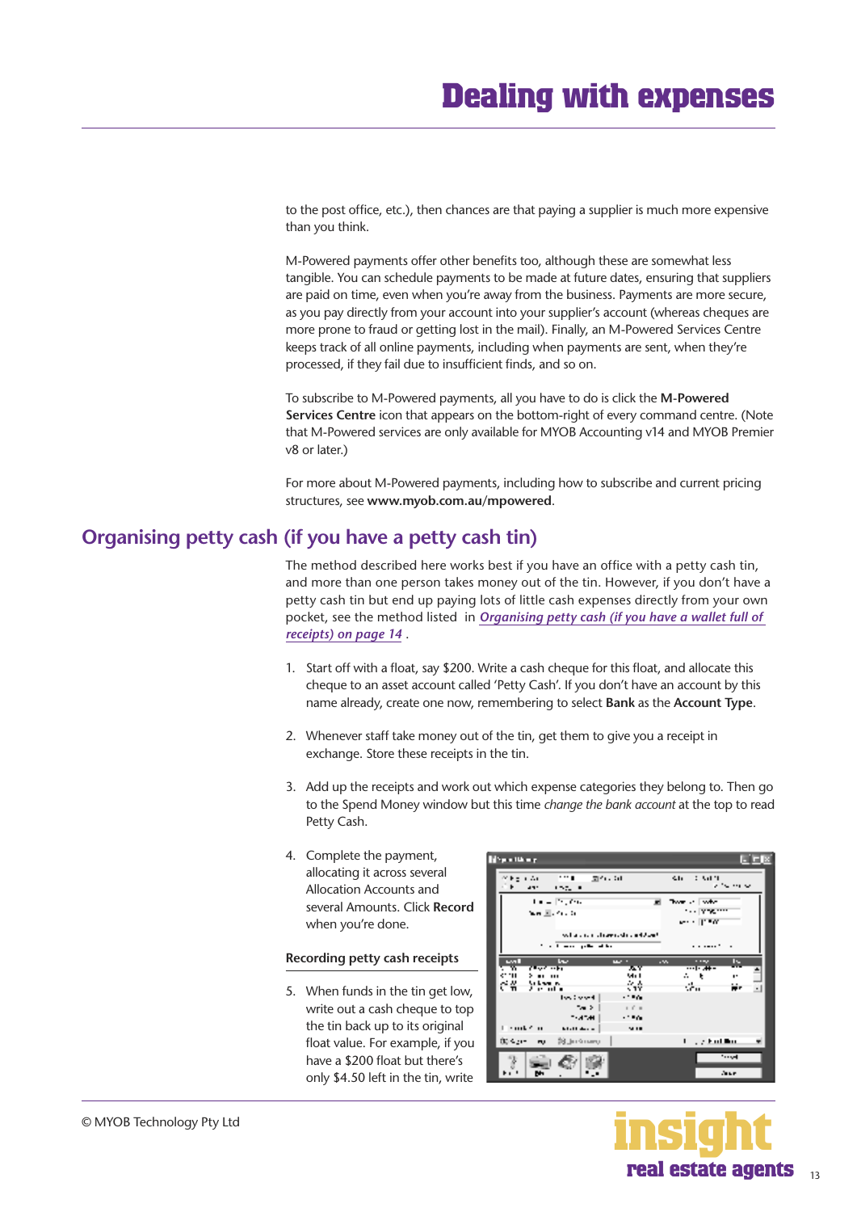to the post office, etc.), then chances are that paying a supplier is much more expensive than you think.

M-Powered payments offer other benefits too, although these are somewhat less tangible. You can schedule payments to be made at future dates, ensuring that suppliers are paid on time, even when you're away from the business. Payments are more secure, as you pay directly from your account into your supplier's account (whereas cheques are more prone to fraud or getting lost in the mail). Finally, an M-Powered Services Centre keeps track of all online payments, including when payments are sent, when they're processed, if they fail due to insufficient finds, and so on.

To subscribe to M-Powered payments, all you have to do is click the **M-Powered Services Centre** icon that appears on the bottom-right of every command centre. (Note that M-Powered services are only available for MYOB Accounting v14 and MYOB Premier v8 or later.)

For more about M-Powered payments, including how to subscribe and current pricing structures, see **www.myob.com.au/mpowered**.

## Organising petty cash (if you have a petty cash tin)

The method described here works best if you have an office with a petty cash tin, and more than one person takes money out of the tin. However, if you don't have a petty cash tin but end up paying lots of little cash expenses directly from your own pocket, see the method listed in *Organising petty cash (if you have a wallet full of receipts) on page 14* .

1. Start off with a float, say $200. Write a cash cheque for this float, and allocate this cheque to an asset account called 'Petty Cash'. If you don't have an account by this name already, create one now, remembering to select **Bank** as the **Account Type**.

2. Whenever staff take money out of the tin, get them to give you a receipt in exchange. Store these receipts in the tin.

3. Add up the receipts and work out which expense categories they belong to. Then go to the Spend Money window but this time *change the bank account* at the top to read Petty Cash.

4. Complete the payment, allocating it across several Allocation Accounts and several Amounts. Click **Record** when you're done.

### Recording petty cash receipts

5. When funds in the tin get low, write out a cash cheque to top the tin back up to its original float value. For example, if you have a $200 float but there's only $4.50 left in the tin, write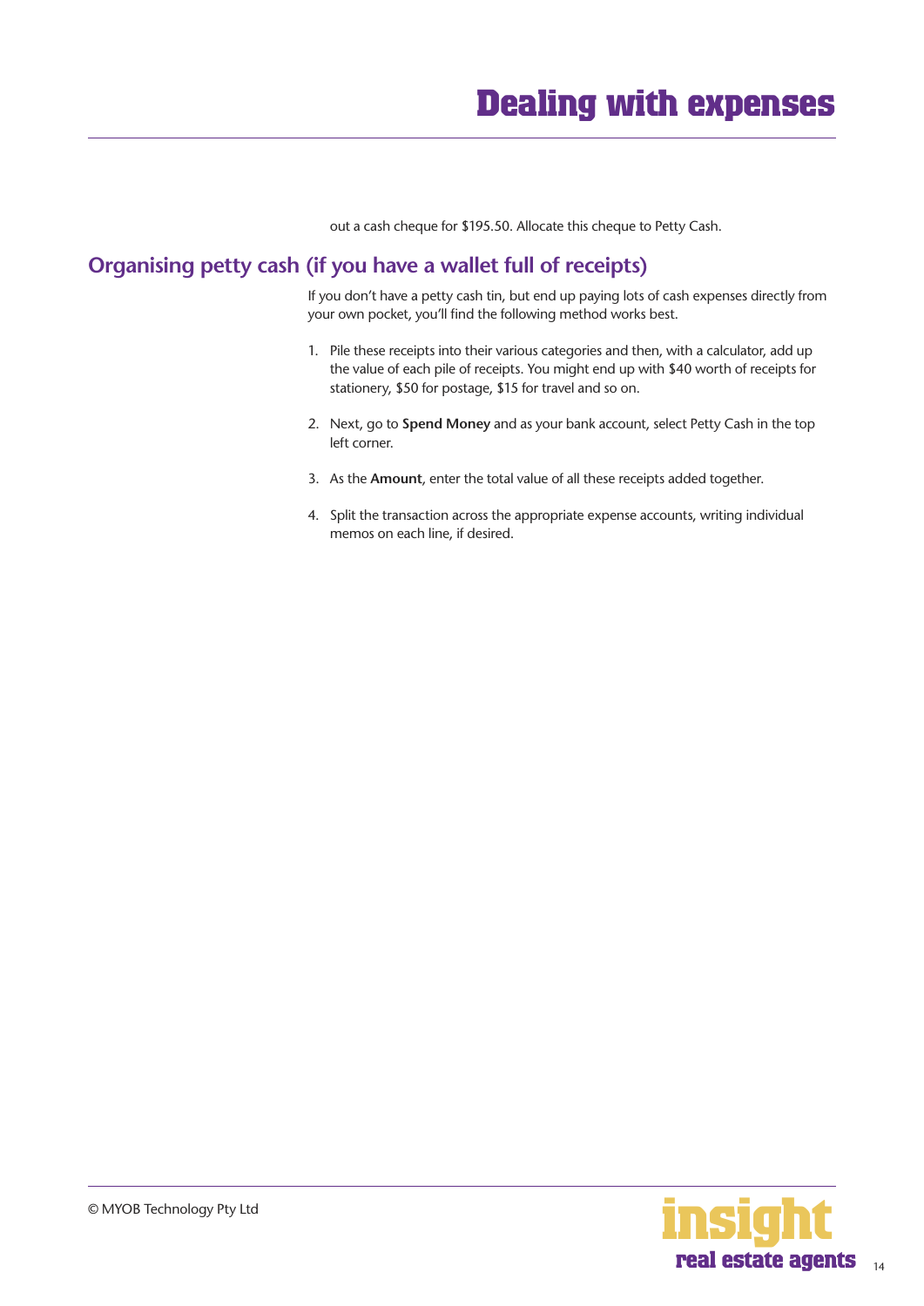out a cash cheque for $195.50. Allocate this cheque to Petty Cash.

## Organising petty cash (if you have a wallet full of receipts)

If you don't have a petty cash tin, but end up paying lots of cash expenses directly from your own pocket, you'll find the following method works best.

1. Pile these receipts into their various categories and then, with a calculator, add up the value of each pile of receipts. You might end up with $40 worth of receipts for stationery, $50 for postage, $15 for travel and so on.

2. Next, go to **Spend Money** and as your bank account, select Petty Cash in the top left corner.

3. As the **Amount**, enter the total value of all these receipts added together.

4. Split the transaction across the appropriate expense accounts, writing individual memos on each line, if desired.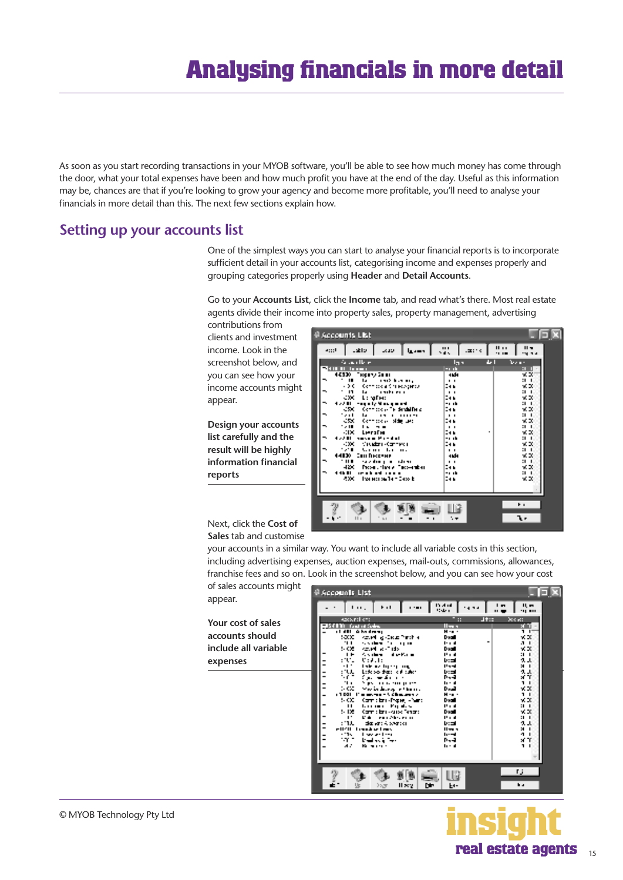# Analysing financials in more detail

As soon as you start recording transactions in your MYOB software, you'll be able to see how much money has come through the door, what your total expenses have been and how much profit you have at the end of the day. Useful as this information may be, chances are that if you're looking to grow your agency and become more profitable, you'll need to analyse your financials in more detail than this. The next few sections explain how.

## Setting up your accounts list

One of the simplest ways you can start to analyse your financial reports is to incorporate sufficient detail in your accounts list, categorising income and expenses properly and grouping categories properly using **Header** and **Detail Accounts**.

Go to your **Accounts List**, click the **Income** tab, and read what's there. Most real estate agents divide their income into property sales, property management, advertising contributions from clients and investment income. Look in the screenshot below, and you can see how your income accounts might appear.

**Design your accounts list carefully and the result will be highly information financial reports**

Next, click the **Cost of Sales** tab and customise your accounts in a similar way. You want to include all variable costs in this section, including advertising expenses, auction expenses, mail-outs, commissions, allowances, franchise fees and so on. Look in the screenshot below, and you can see how your cost of sales accounts might appear.

**Your cost of sales accounts should include all variable expenses**

© MYOB Technology Pty Ltd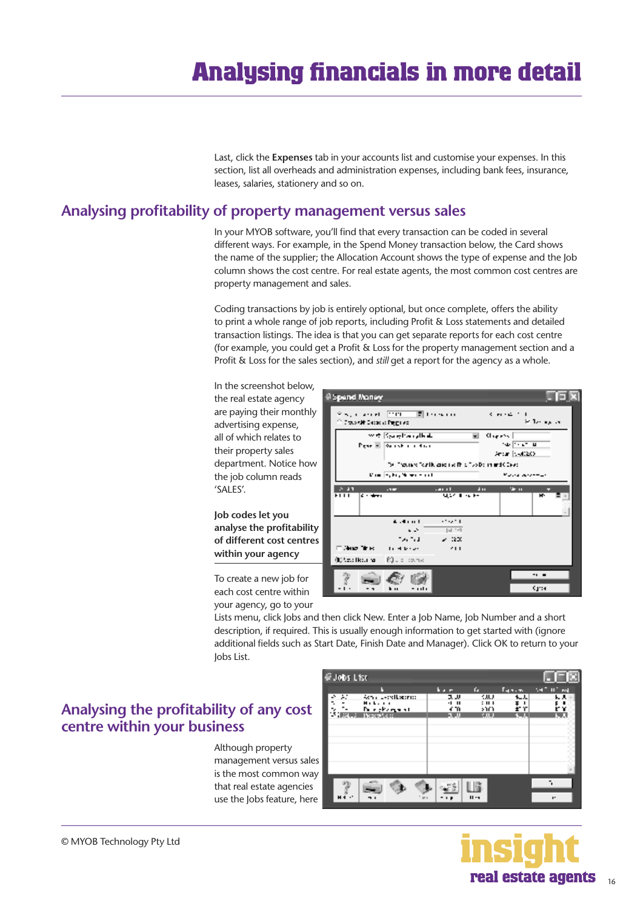# Analysing financials in more detail

Last, click the **Expenses** tab in your accounts list and customise your expenses. In this section, list all overheads and administration expenses, including bank fees, insurance, leases, salaries, stationery and so on.

## Analysing profitability of property management versus sales

In your MYOB software, you'll find that every transaction can be coded in several different ways. For example, in the Spend Money transaction below, the Card shows the name of the supplier; the Allocation Account shows the type of expense and the Job column shows the cost centre. For real estate agents, the most common cost centres are property management and sales.

Coding transactions by job is entirely optional, but once complete, offers the ability to print a whole range of job reports, including Profit & Loss statements and detailed transaction listings. The idea is that you can get separate reports for each cost centre (for example, you could get a Profit & Loss for the property management section and a Profit & Loss for the sales section), and *still* get a report for the agency as a whole.

In the screenshot below, the real estate agency are paying their monthly advertising expense, all of which relates to their property sales department. Notice how the job column reads 'SALES'.

**Job codes let you analyse the profitability of different cost centres within your agency**

To create a new job for each cost centre within your agency, go to your Lists menu, click Jobs and then click New. Enter a Job Name, Job Number and a short description, if required. This is usually enough information to get started with (ignore additional fields such as Start Date, Finish Date and Manager). Click OK to return to your Jobs List.

## Analysing the profitability of any cost centre within your business

Although property management versus sales is the most common way that real estate agencies use the Jobs feature, here

© MYOB Technology Pty Ltd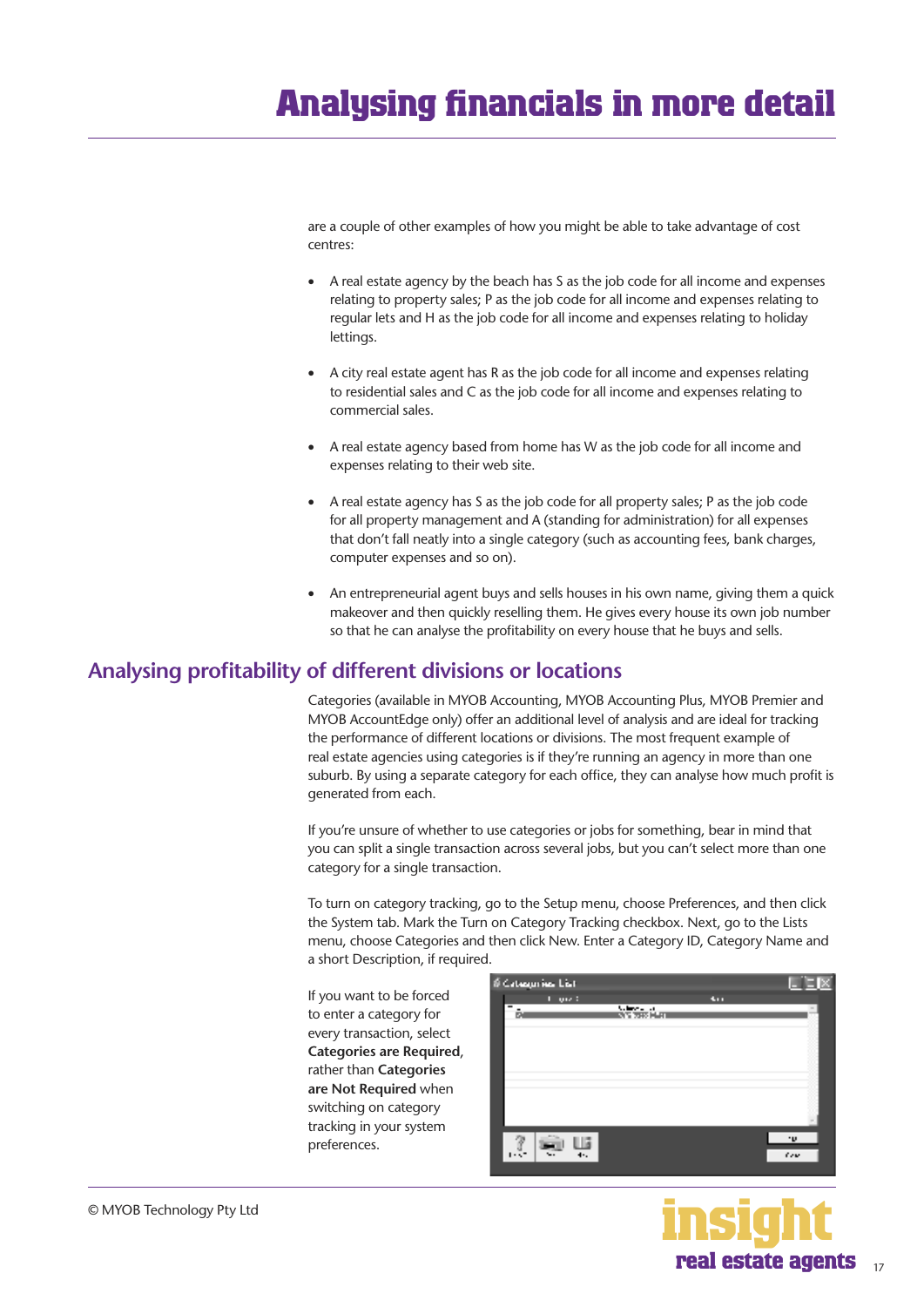# Analysing financials in more detail

are a couple of other examples of how you might be able to take advantage of cost centres:

- A real estate agency by the beach has S as the job code for all income and expenses relating to property sales; P as the job code for all income and expenses relating to regular lets and H as the job code for all income and expenses relating to holiday lettings.
- A city real estate agent has R as the job code for all income and expenses relating to residential sales and C as the job code for all income and expenses relating to commercial sales.
- A real estate agency based from home has W as the job code for all income and expenses relating to their web site.
- A real estate agency has S as the job code for all property sales; P as the job code for all property management and A (standing for administration) for all expenses that don't fall neatly into a single category (such as accounting fees, bank charges, computer expenses and so on).
- An entrepreneurial agent buys and sells houses in his own name, giving them a quick makeover and then quickly reselling them. He gives every house its own job number so that he can analyse the profitability on every house that he buys and sells.

## Analysing profitability of different divisions or locations

Categories (available in MYOB Accounting, MYOB Accounting Plus, MYOB Premier and MYOB AccountEdge only) offer an additional level of analysis and are ideal for tracking the performance of different locations or divisions. The most frequent example of real estate agencies using categories is if they're running an agency in more than one suburb. By using a separate category for each office, they can analyse how much profit is generated from each.

If you're unsure of whether to use categories or jobs for something, bear in mind that you can split a single transaction across several jobs, but you can't select more than one category for a single transaction.

To turn on category tracking, go to the Setup menu, choose Preferences, and then click the System tab. Mark the Turn on Category Tracking checkbox. Next, go to the Lists menu, choose Categories and then click New. Enter a Category ID, Category Name and a short Description, if required.

If you want to be forced to enter a category for every transaction, select **Categories are Required**, rather than **Categories are Not Required** when switching on category tracking in your system preferences.

© MYOB Technology Pty Ltd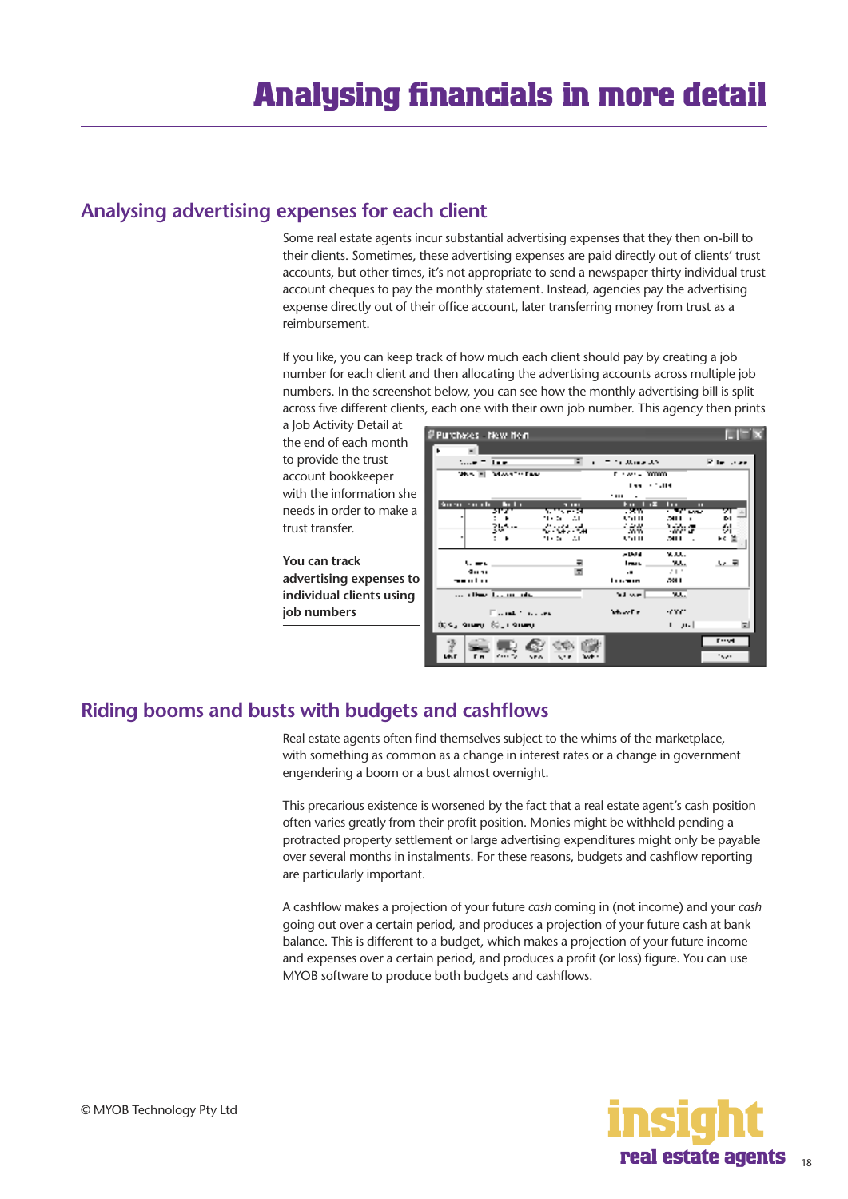# Analysing financials in more detail

## Analysing advertising expenses for each client

Some real estate agents incur substantial advertising expenses that they then on-bill to their clients. Sometimes, these advertising expenses are paid directly out of clients' trust accounts, but other times, it's not appropriate to send a newspaper thirty individual trust account cheques to pay the monthly statement. Instead, agencies pay the advertising expense directly out of their office account, later transferring money from trust as a reimbursement.

If you like, you can keep track of how much each client should pay by creating a job number for each client and then allocating the advertising accounts across multiple job numbers. In the screenshot below, you can see how the monthly advertising bill is split across five different clients, each one with their own job number. This agency then prints a Job Activity Detail at the end of each month to provide the trust account bookkeeper with the information she needs in order to make a trust transfer.

**You can track advertising expenses to individual clients using job numbers**

## Riding booms and busts with budgets and cashflows

Real estate agents often find themselves subject to the whims of the marketplace, with something as common as a change in interest rates or a change in government engendering a boom or a bust almost overnight.

This precarious existence is worsened by the fact that a real estate agent's cash position often varies greatly from their profit position. Monies might be withheld pending a protracted property settlement or large advertising expenditures might only be payable over several months in instalments. For these reasons, budgets and cashflow reporting are particularly important.

A cashflow makes a projection of your future *cash* coming in (not income) and your *cash* going out over a certain period, and produces a projection of your future cash at bank balance. This is different to a budget, which makes a projection of your future income and expenses over a certain period, and produces a profit (or loss) figure. You can use MYOB software to produce both budgets and cashflows.

© MYOB Technology Pty Ltd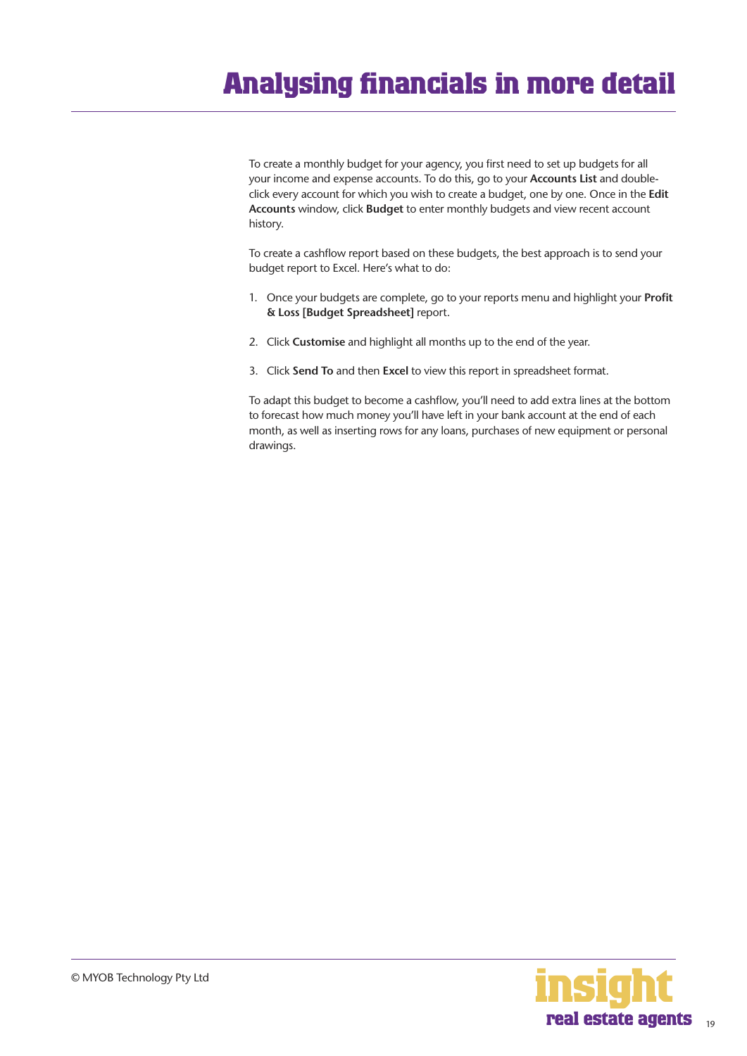# Analysing financials in more detail

To create a monthly budget for your agency, you first need to set up budgets for all your income and expense accounts. To do this, go to your **Accounts List** and double-click every account for which you wish to create a budget, one by one. Once in the **Edit Accounts** window, click **Budget** to enter monthly budgets and view recent account history.

To create a cashflow report based on these budgets, the best approach is to send your budget report to Excel. Here's what to do:

1. Once your budgets are complete, go to your reports menu and highlight your **Profit & Loss [Budget Spreadsheet]** report.

2. Click **Customise** and highlight all months up to the end of the year.

3. Click **Send To** and then **Excel** to view this report in spreadsheet format.

To adapt this budget to become a cashflow, you'll need to add extra lines at the bottom to forecast how much money you'll have left in your bank account at the end of each month, as well as inserting rows for any loans, purchases of new equipment or personal drawings.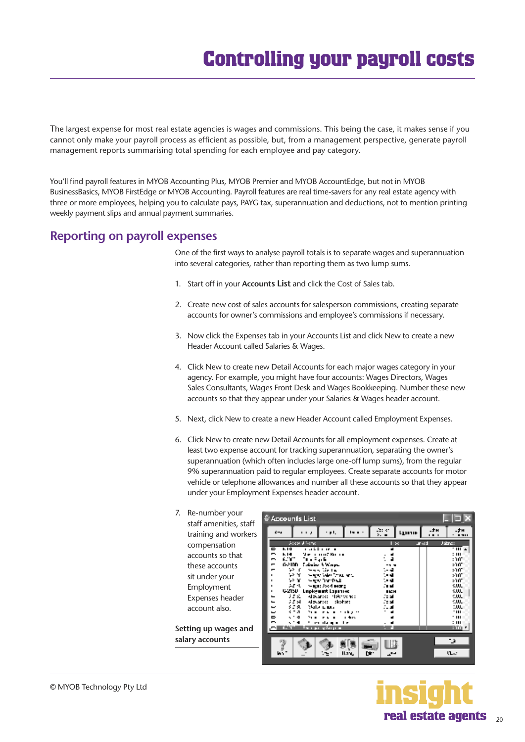# Controlling your payroll costs

The largest expense for most real estate agencies is wages and commissions. This being the case, it makes sense if you cannot only make your payroll process as efficient as possible, but, from a management perspective, generate payroll management reports summarising total spending for each employee and pay category.

You'll find payroll features in MYOB Accounting Plus, MYOB Premier and MYOB AccountEdge, but not in MYOB BusinessBasics, MYOB FirstEdge or MYOB Accounting. Payroll features are real time-savers for any real estate agency with three or more employees, helping you to calculate pays, PAYG tax, superannuation and deductions, not to mention printing weekly payment slips and annual payment summaries.

## Reporting on payroll expenses

One of the first ways to analyse payroll totals is to separate wages and superannuation into several categories, rather than reporting them as two lump sums.

1. Start off in your **Accounts List** and click the Cost of Sales tab.
2. Create new cost of sales accounts for salesperson commissions, creating separate accounts for owner's commissions and employee's commissions if necessary.
3. Now click the Expenses tab in your Accounts List and click New to create a new Header Account called Salaries & Wages.
4. Click New to create new Detail Accounts for each major wages category in your agency. For example, you might have four accounts: Wages Directors, Wages Sales Consultants, Wages Front Desk and Wages Bookkeeping. Number these new accounts so that they appear under your Salaries & Wages header account.
5. Next, click New to create a new Header Account called Employment Expenses.
6. Click New to create new Detail Accounts for all employment expenses. Create at least two expense account for tracking superannuation, separating the owner's superannuation (which often includes large one-off lump sums), from the regular 9% superannuation paid to regular employees. Create separate accounts for motor vehicle or telephone allowances and number all these accounts so that they appear under your Employment Expenses header account.
7. Re-number your staff amenities, staff training and workers compensation accounts so that these accounts sit under your Employment Expenses header account also.

**Setting up wages and salary accounts**

© MYOB Technology Pty Ltd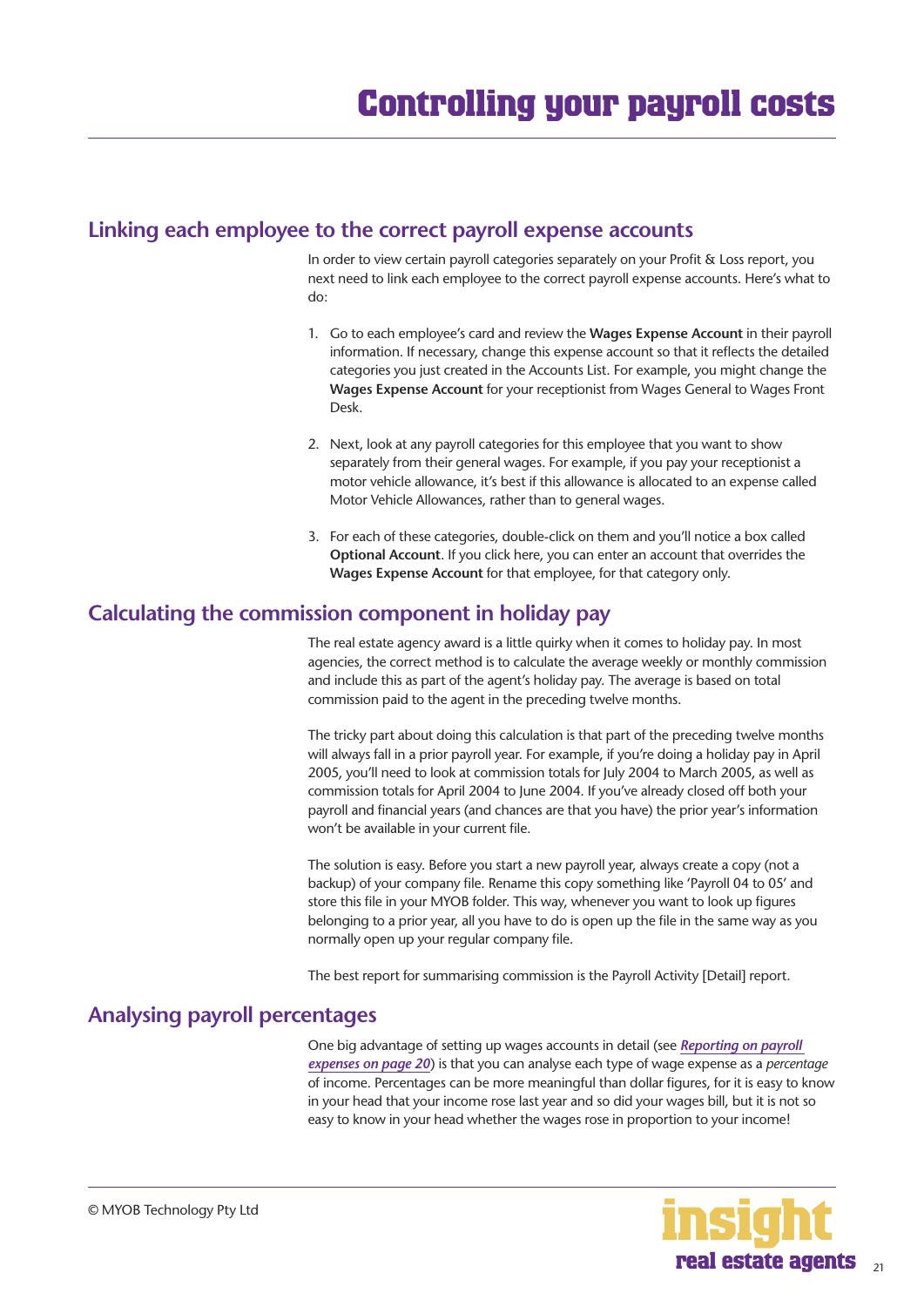# Controlling your payroll costs

## Linking each employee to the correct payroll expense accounts

In order to view certain payroll categories separately on your Profit & Loss report, you next need to link each employee to the correct payroll expense accounts. Here's what to do:

1. Go to each employee's card and review the **Wages Expense Account** in their payroll information. If necessary, change this expense account so that it reflects the detailed categories you just created in the Accounts List. For example, you might change the **Wages Expense Account** for your receptionist from Wages General to Wages Front Desk.

2. Next, look at any payroll categories for this employee that you want to show separately from their general wages. For example, if you pay your receptionist a motor vehicle allowance, it's best if this allowance is allocated to an expense called Motor Vehicle Allowances, rather than to general wages.

3. For each of these categories, double-click on them and you'll notice a box called **Optional Account**. If you click here, you can enter an account that overrides the **Wages Expense Account** for that employee, for that category only.

## Calculating the commission component in holiday pay

The real estate agency award is a little quirky when it comes to holiday pay. In most agencies, the correct method is to calculate the average weekly or monthly commission and include this as part of the agent's holiday pay. The average is based on total commission paid to the agent in the preceding twelve months.

The tricky part about doing this calculation is that part of the preceding twelve months will always fall in a prior payroll year. For example, if you're doing a holiday pay in April 2005, you'll need to look at commission totals for July 2004 to March 2005, as well as commission totals for April 2004 to June 2004. If you've already closed off both your payroll and financial years (and chances are that you have) the prior year's information won't be available in your current file.

The solution is easy. Before you start a new payroll year, always create a copy (not a backup) of your company file. Rename this copy something like 'Payroll 04 to 05' and store this file in your MYOB folder. This way, whenever you want to look up figures belonging to a prior year, all you have to do is open up the file in the same way as you normally open up your regular company file.

The best report for summarising commission is the Payroll Activity [Detail] report.

## Analysing payroll percentages

One big advantage of setting up wages accounts in detail (see ***Reporting on payroll expenses on page 20***) is that you can analyse each type of wage expense as a *percentage* of income. Percentages can be more meaningful than dollar figures, for it is easy to know in your head that your income rose last year and so did your wages bill, but it is not so easy to know in your head whether the wages rose in proportion to your income!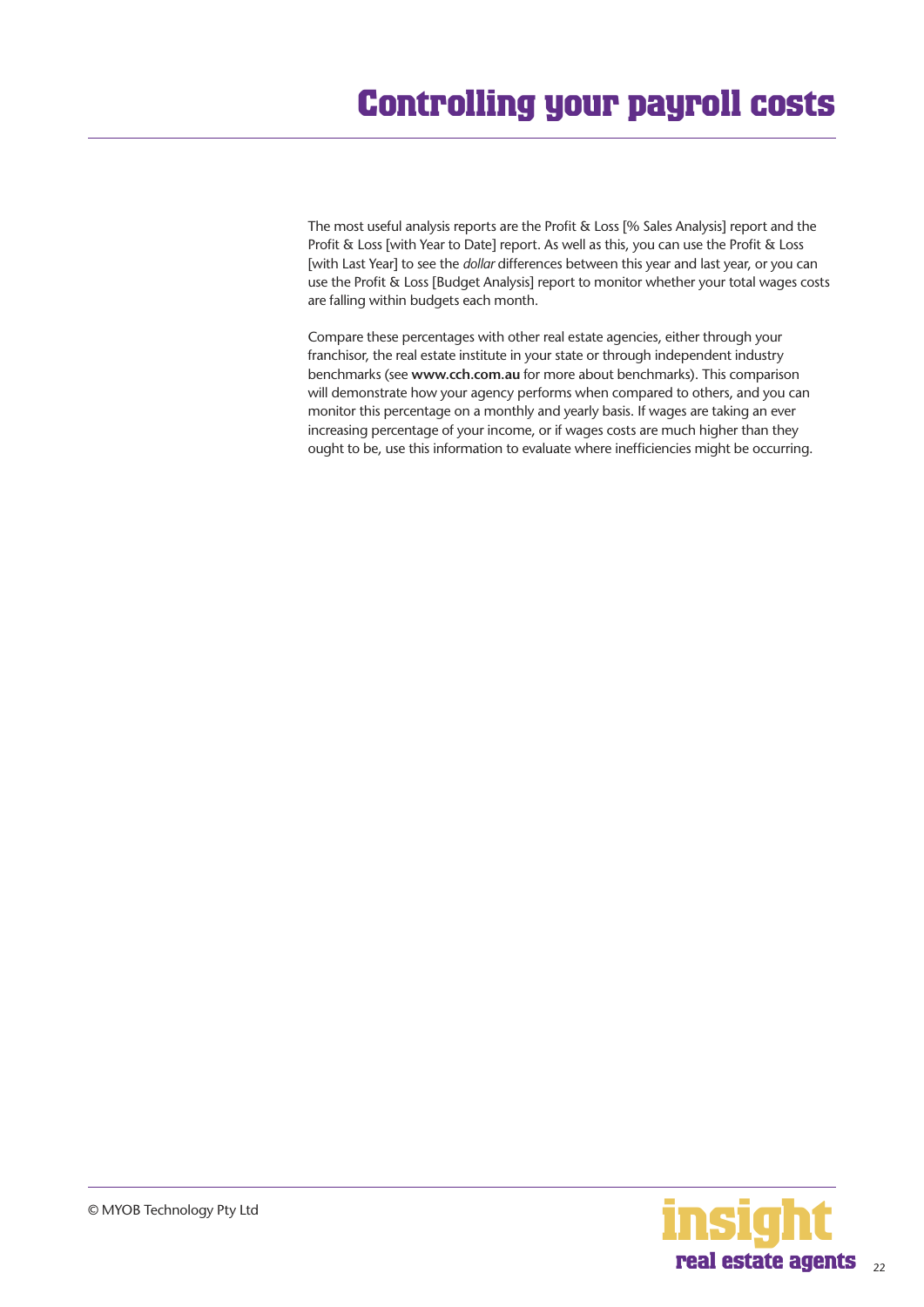# Controlling your payroll costs

The most useful analysis reports are the Profit & Loss [% Sales Analysis] report and the Profit & Loss [with Year to Date] report. As well as this, you can use the Profit & Loss [with Last Year] to see the *dollar* differences between this year and last year, or you can use the Profit & Loss [Budget Analysis] report to monitor whether your total wages costs are falling within budgets each month.

Compare these percentages with other real estate agencies, either through your franchisor, the real estate institute in your state or through independent industry benchmarks (see **www.cch.com.au** for more about benchmarks). This comparison will demonstrate how your agency performs when compared to others, and you can monitor this percentage on a monthly and yearly basis. If wages are taking an ever increasing percentage of your income, or if wages costs are much higher than they ought to be, use this information to evaluate where inefficiencies might be occurring.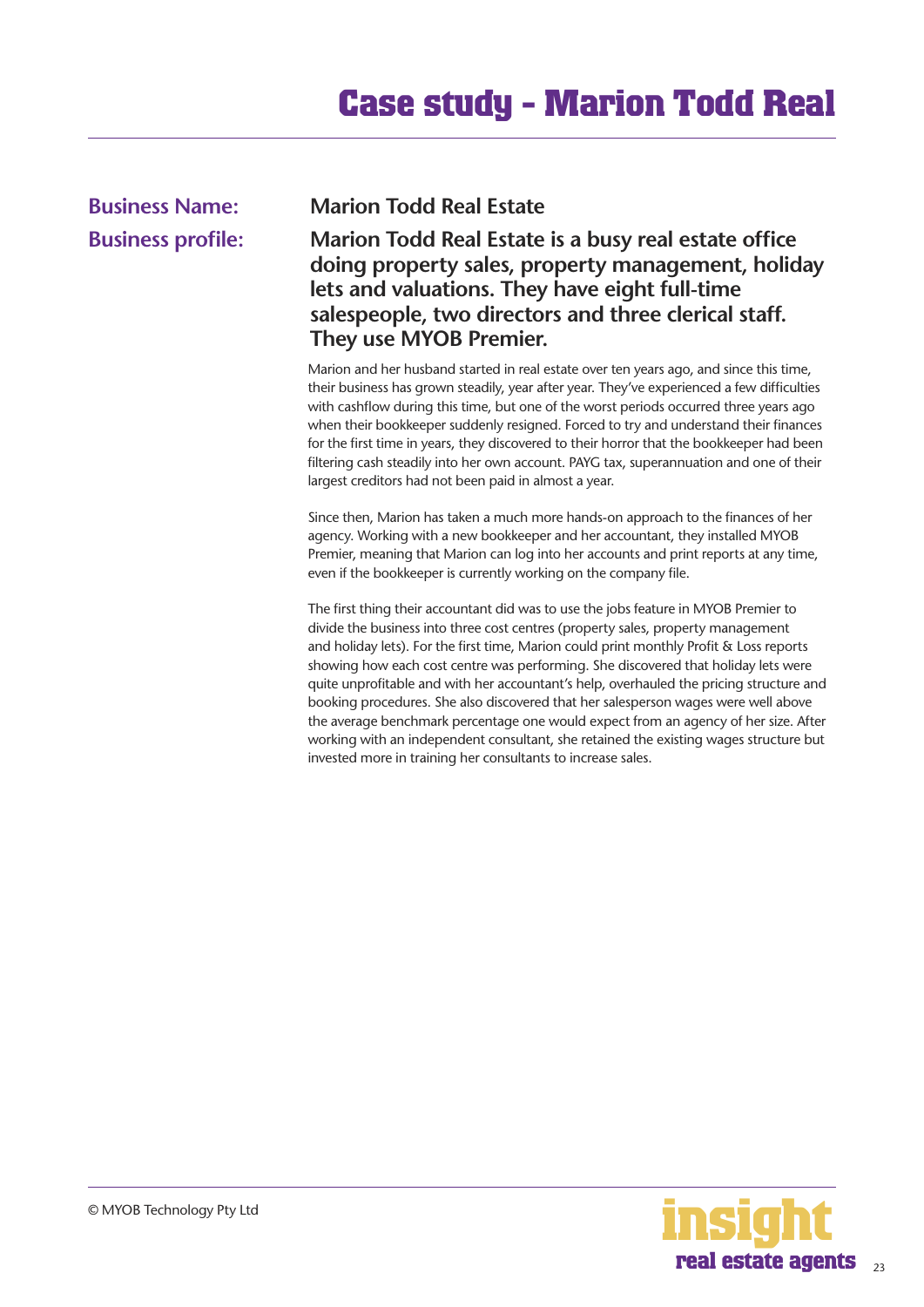# Case study - Marion Todd Real

**Business Name:** **Marion Todd Real Estate**

**Business profile:** **Marion Todd Real Estate is a busy real estate office doing property sales, property management, holiday lets and valuations. They have eight full-time salespeople, two directors and three clerical staff. They use MYOB Premier.**

Marion and her husband started in real estate over ten years ago, and since this time, their business has grown steadily, year after year. They've experienced a few difficulties with cashflow during this time, but one of the worst periods occurred three years ago when their bookkeeper suddenly resigned. Forced to try and understand their finances for the first time in years, they discovered to their horror that the bookkeeper had been filtering cash steadily into her own account. PAYG tax, superannuation and one of their largest creditors had not been paid in almost a year.

Since then, Marion has taken a much more hands-on approach to the finances of her agency. Working with a new bookkeeper and her accountant, they installed MYOB Premier, meaning that Marion can log into her accounts and print reports at any time, even if the bookkeeper is currently working on the company file.

The first thing their accountant did was to use the jobs feature in MYOB Premier to divide the business into three cost centres (property sales, property management and holiday lets). For the first time, Marion could print monthly Profit & Loss reports showing how each cost centre was performing. She discovered that holiday lets were quite unprofitable and with her accountant's help, overhauled the pricing structure and booking procedures. She also discovered that her salesperson wages were well above the average benchmark percentage one would expect from an agency of her size. After working with an independent consultant, she retained the existing wages structure but invested more in training her consultants to increase sales.

© MYOB Technology Pty Ltd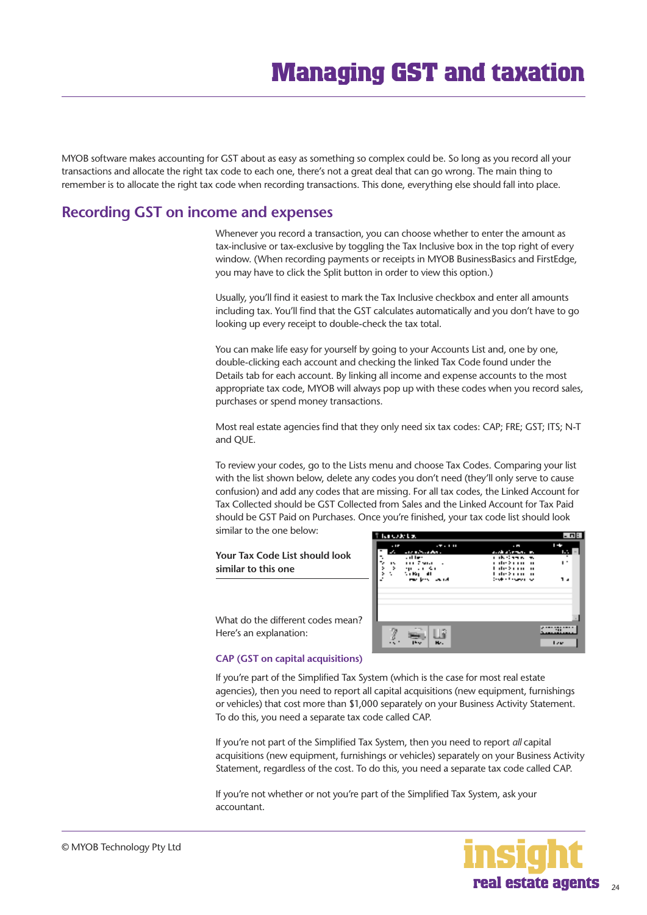# Managing GST and taxation

MYOB software makes accounting for GST about as easy as something so complex could be. So long as you record all your transactions and allocate the right tax code to each one, there's not a great deal that can go wrong. The main thing to remember is to allocate the right tax code when recording transactions. This done, everything else should fall into place.

## Recording GST on income and expenses

Whenever you record a transaction, you can choose whether to enter the amount as tax-inclusive or tax-exclusive by toggling the Tax Inclusive box in the top right of every window. (When recording payments or receipts in MYOB BusinessBasics and FirstEdge, you may have to click the Split button in order to view this option.)

Usually, you'll find it easiest to mark the Tax Inclusive checkbox and enter all amounts including tax. You'll find that the GST calculates automatically and you don't have to go looking up every receipt to double-check the tax total.

You can make life easy for yourself by going to your Accounts List and, one by one, double-clicking each account and checking the linked Tax Code found under the Details tab for each account. By linking all income and expense accounts to the most appropriate tax code, MYOB will always pop up with these codes when you record sales, purchases or spend money transactions.

Most real estate agencies find that they only need six tax codes: CAP; FRE; GST; ITS; N-T and QUE.

To review your codes, go to the Lists menu and choose Tax Codes. Comparing your list with the list shown below, delete any codes you don't need (they'll only serve to cause confusion) and add any codes that are missing. For all tax codes, the Linked Account for Tax Collected should be GST Collected from Sales and the Linked Account for Tax Paid should be GST Paid on Purchases. Once you're finished, your tax code list should look similar to the one below:

**Your Tax Code List should look similar to this one**

What do the different codes mean? Here's an explanation:

### CAP (GST on capital acquisitions)

If you're part of the Simplified Tax System (which is the case for most real estate agencies), then you need to report all capital acquisitions (new equipment, furnishings or vehicles) that cost more than $1,000 separately on your Business Activity Statement. To do this, you need a separate tax code called CAP.

If you're not part of the Simplified Tax System, then you need to report *all* capital acquisitions (new equipment, furnishings or vehicles) separately on your Business Activity Statement, regardless of the cost. To do this, you need a separate tax code called CAP.

If you're not whether or not you're part of the Simplified Tax System, ask your accountant.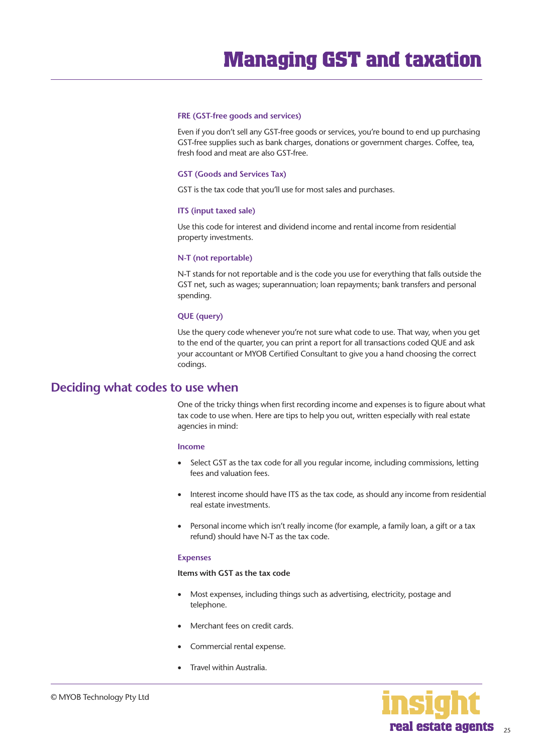#### FRE (GST-free goods and services)

Even if you don't sell any GST-free goods or services, you're bound to end up purchasing GST-free supplies such as bank charges, donations or government charges. Coffee, tea, fresh food and meat are also GST-free.

#### GST (Goods and Services Tax)

GST is the tax code that you'll use for most sales and purchases.

#### ITS (input taxed sale)

Use this code for interest and dividend income and rental income from residential property investments.

#### N-T (not reportable)

N-T stands for not reportable and is the code you use for everything that falls outside the GST net, such as wages; superannuation; loan repayments; bank transfers and personal spending.

#### QUE (query)

Use the query code whenever you're not sure what code to use. That way, when you get to the end of the quarter, you can print a report for all transactions coded QUE and ask your accountant or MYOB Certified Consultant to give you a hand choosing the correct codings.

## Deciding what codes to use when

One of the tricky things when first recording income and expenses is to figure about what tax code to use when. Here are tips to help you out, written especially with real estate agencies in mind:

#### Income

- Select GST as the tax code for all you regular income, including commissions, letting fees and valuation fees.
- Interest income should have ITS as the tax code, as should any income from residential real estate investments.
- Personal income which isn't really income (for example, a family loan, a gift or a tax refund) should have N-T as the tax code.

#### Expenses

**Items with GST as the tax code**

- Most expenses, including things such as advertising, electricity, postage and telephone.
- Merchant fees on credit cards.
- Commercial rental expense.
- Travel within Australia.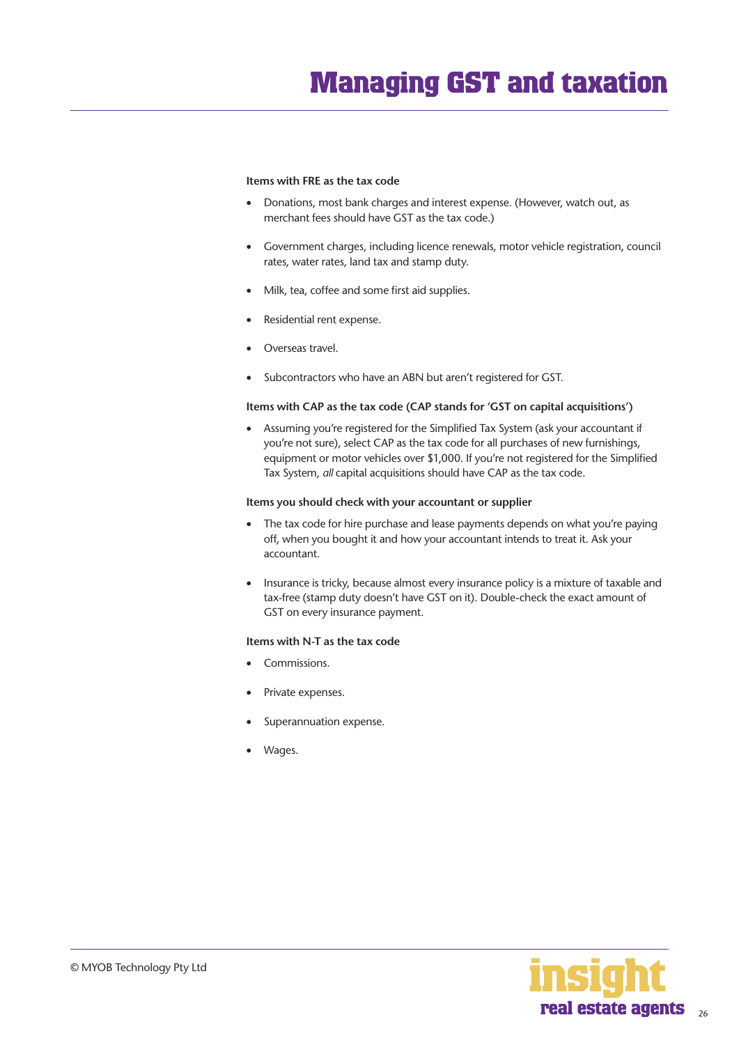#### Items with FRE as the tax code

- Donations, most bank charges and interest expense. (However, watch out, as merchant fees should have GST as the tax code.)
- Government charges, including licence renewals, motor vehicle registration, council rates, water rates, land tax and stamp duty.
- Milk, tea, coffee and some first aid supplies.
- Residential rent expense.
- Overseas travel.
- Subcontractors who have an ABN but aren't registered for GST.

#### Items with CAP as the tax code (CAP stands for 'GST on capital acquisitions')

- Assuming you're registered for the Simplified Tax System (ask your accountant if you're not sure), select CAP as the tax code for all purchases of new furnishings, equipment or motor vehicles over $1,000. If you're not registered for the Simplified Tax System, *all* capital acquisitions should have CAP as the tax code.

#### Items you should check with your accountant or supplier

- The tax code for hire purchase and lease payments depends on what you're paying off, when you bought it and how your accountant intends to treat it. Ask your accountant.
- Insurance is tricky, because almost every insurance policy is a mixture of taxable and tax-free (stamp duty doesn't have GST on it). Double-check the exact amount of GST on every insurance payment.

#### Items with N-T as the tax code

- Commissions.
- Private expenses.
- Superannuation expense.
- Wages.